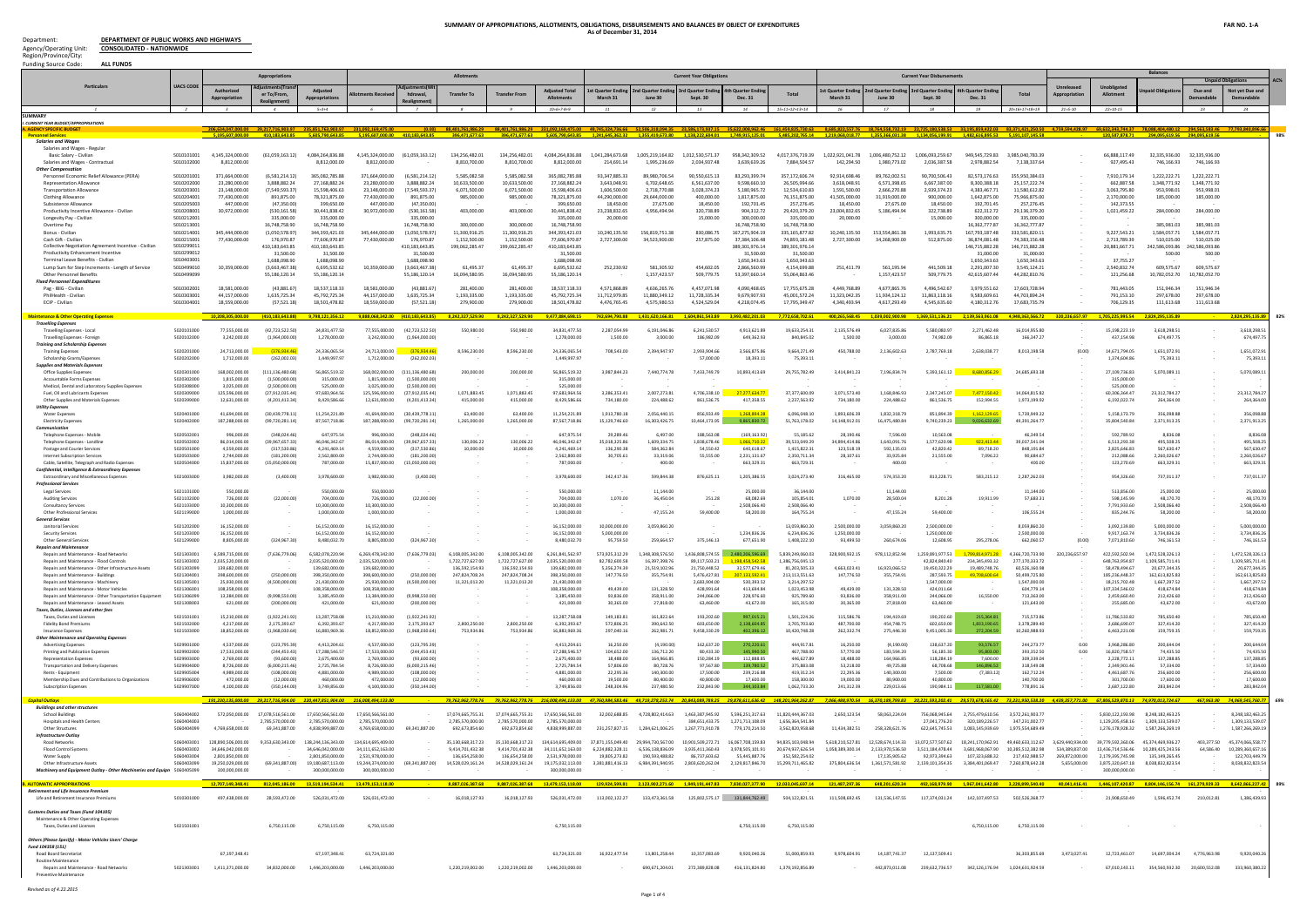**SUMMARY OF APPROPRIATIONS, ALLOTMENTS, OBLIGATIONS, DISBURSEMENTS AND BALANCES BY OBJECT OF EXPENDITURES**
**As of December 31, 2014**

**FAR No. 1-A**

Department: **DEPARTMENT OF PUBLIC WORKS AND HIGHWAYS**
Agency/Operating Unit: **CONSOLIDATED - NATIONWIDE**
Region/Province/City:
Funding Source Code: **ALL FUNDS**

| Particulars | UACS CODE | Appropriations | | | Allotments | | | | | Current Year Obligations | | | | | Current Year Disbursements | | | | | Balances | | | | | AC% |
|---|---|---|---|---|---|---|---|---|---|---|---|---|---|---|---|---|---|---|---|---|---|---|---|---|---|
| | | Authorized Appropriation | Adjustments(Transfer To/From, Realignment) | Adjusted Appropriations | Allotments Received | Adjustments(Withdrawal, Realignment) | Transfer To | Transfer From | Adjusted Total Allotments | 1st Quarter Ending March 31 | 2nd Quarter Ending June 30 | 3rd Quarter Ending Sept. 30 | 4th Quarter Ending Dec. 31 | Total | 1st Quarter Ending March 31 | 2nd Quarter Ending June 30 | 3rd Quarter Ending Sept. 30 | 4th Quarter Ending Dec. 31 | Total | Unreleased Appropriation | Unobligated Allotment | Unpaid Obligations | Unpaid Obligations: Due and Demandable | Unpaid Obligations: Not yet Due and Demandable | |
| 1 | 2 | 3 | 4 | 5=3+4 | 6 | 7 | 8 | 9 | 10=6+(-)7-8+9 | 11 | 12 | 13 | 14 | 15=11+12+13+14 | 16 | 17 | 18 | 19 | 20=16+17+18+19 | 21=5-10 | 22=10-15 | | 23 | 24 | |
| **SUMMARY** | | | | | | | | | | | | | | | | | | | | | | | | | |
| **I. CURRENT YEAR BUDGET/APPROPRIATIONS** | | | | | | | | | | | | | | | | | | | | | | | | | |
| **A. AGENCY SPECIFIC BUDGET** | | 206,634,047,000.00 | 29,217,716,904.33 | 235,851,763,904.33 | 231,092,169,475.00 | (0.00) | 88,401,761,986.29 | 88,401,761,986.29 | 231,092,169,475.00 | 49,745,326,736.66 | 52,506,318,094.35 | 23,586,173,937.15 | 35,622,008,942.46 | 161,459,825,730.62 | 8,605,823,557.76 | 18,764,558,752.19 | 22,725,180,188.53 | 31,195,859,422.03 | 81,371,421,250.50 | 4,759,594,429.33 | 69,632,343,744.37 | 78,088,404,480.12 | 294,563,583.46 | 77,793,840,896.66 | |
| **Personnel Services** | | 5,195,607,000.00 | 410,183,643.85 | 5,605,790,643.85 | 5,195,607,000.00 | 410,183,643.85 | 386,471,677.63 | 386,471,677.63 | 5,605,790,643.85 | 1,241,645,362.32 | 1,255,419,673.80 | 1,138,222,604.01 | 1,749,915,125.01 | 5,485,202,765.14 | 1,219,868,018.77 | 1,255,366,031.28 | 1,134,056,199.91 | 1,482,616,895.53 | 5,191,107,145.58 | - | 120,587,878.71 | 294,095,619.56 | 294,095,619.56 | - | 98% |
| *Salaries and Wages* | | | | | | | | | | | | | | | | | | | | | | | | | |
| Salaries and Wages - Regular | | | | | | | | | | | | | | | | | | | | | | | | | |
| Basic Salary - Civilian | 5010101001 | 4,145,324,000.00 | (61,059,163.12) | 4,084,264,836.88 | 4,145,324,000.00 | (61,059,163.12) | 134,256,482.01 | 134,256,482.01 | 4,084,264,836.88 | 1,041,284,673.68 | 1,005,219,164.82 | 1,012,530,571.37 | 958,342,309.52 | 4,017,376,719.39 | 1,022,921,061.78 | 1,006,480,752.12 | 1,006,093,259.67 | 949,545,729.83 | 3,985,040,783.39 | - | 66,888,117.49 | 32,335,936.00 | 32,335,936.00 | | |
| Salaries and Wages - Contractual | 5010102000 | 8,812,000.00 | | 8,812,000.00 | 8,812,000.00 | | 8,810,700.00 | 8,810,700.00 | 8,812,000.00 | 214,691.14 | 1,995,236.69 | 2,034,937.48 | 3,639,639.26 | 7,884,504.57 | 142,294.50 | 1,980,773.02 | 2,036,387.58 | 2,978,882.54 | 7,138,337.64 | - | 927,495.43 | 746,166.93 | 746,166.93 | | |
| *Other Compensation* | | | | | | | | | | | | | | | | | | | | | | | | | |
| Personnel Economic Relief Allowance (PERA) | 5010201001 | 371,664,000.00 | (6,581,214.12) | 365,082,785.88 | 371,664,000.00 | (6,581,214.12) | 5,585,082.58 | 5,585,082.58 | 365,082,785.88 | 93,347,885.33 | 89,980,706.54 | 90,550,615.13 | 83,293,399.74 | 357,172,606.74 | 92,914,698.46 | 89,762,022.51 | 90,700,506.43 | 82,573,176.63 | 355,950,384.03 | - | 7,910,179.14 | 1,222,222.71 | 1,222,222.71 | | |
| Representation Allowance | 5010202000 | 23,280,000.00 | 3,888,882.24 | 27,168,882.24 | 23,280,000.00 | 3,888,882.24 | 10,633,500.00 | 10,633,500.00 | 27,168,882.24 | 3,643,048.91 | 6,702,648.65 | 6,561,637.00 | 9,598,660.10 | 26,505,994.66 | 3,618,048.91 | 6,571,398.65 | 6,667,387.00 | 8,300,388.18 | 25,157,222.74 | - | 662,887.58 | 1,348,771.92 | 1,348,771.92 | | |
| Transportation Allowance | 5010203000 | 23,148,000.00 | (7,549,593.37) | 15,598,406.63 | 23,148,000.00 | (7,549,593.37) | 6,071,500.00 | 6,071,500.00 | 15,598,406.63 | 1,606,500.00 | 2,718,770.88 | 3,028,374.23 | 5,180,965.72 | 12,534,610.83 | 1,591,500.00 | 2,666,270.88 | 2,939,374.23 | 4,383,467.71 | 11,580,612.82 | - | 3,063,795.80 | 953,998.01 | 953,998.01 | | |
| Clothing Allowance | 5010204000 | 77,430,000.00 | 891,875.00 | 78,321,875.00 | 77,430,000.00 | 891,875.00 | 985,000.00 | 985,000.00 | 78,321,875.00 | 44,290,000.00 | 29,644,000.00 | 400,000.00 | 1,817,875.00 | 76,151,875.00 | 41,505,000.00 | 31,919,000.00 | 900,000.00 | 1,642,875.00 | 75,966,875.00 | - | 2,170,000.00 | 185,000.00 | 185,000.00 | | |
| Subsistence Allowance | 5010205003 | 447,000.00 | (47,350.00) | 399,650.00 | 447,000.00 | (47,350.00) | 399,650.00 | 399,650.00 | 399,650.00 | 18,450.00 | 27,675.00 | 18,450.00 | 192,701.45 | 257,276.45 | 18,450.00 | 27,675.00 | 18,450.00 | 192,701.45 | 257,276.45 | - | 142,373.55 | | | | |
| Productivity Incentive Allowance - Civilian | 5010208001 | 30,972,000.00 | (530,161.58) | 30,441,838.42 | 30,972,000.00 | (530,161.58) | 403,000.00 | 403,000.00 | 30,441,838.42 | 23,238,832.65 | 4,956,494.94 | 320,738.89 | 904,312.72 | 29,420,379.20 | 23,004,832.65 | 5,186,494.94 | 322,738.89 | 622,312.72 | 29,136,379.20 | - | 1,021,459.22 | 284,000.00 | 284,000.00 | | |
| Longevity Pay - Civilian | 5010211001 | | 335,000.00 | 335,000.00 | | 335,000.00 | | | 335,000.00 | 20,000.00 | | 15,000.00 | 300,000.00 | 335,000.00 | 20,000.00 | | 15,000.00 | 300,000.00 | 335,000.00 | - | | | | | |
| Overtime Pay | 5010213001 | | 16,748,758.90 | 16,748,758.90 | | 16,748,758.90 | 300,000.00 | 300,000.00 | 16,748,758.90 | | | | 16,748,758.90 | 16,748,758.90 | | | | 16,362,777.87 | 16,362,777.87 | - | | 385,981.03 | 385,981.03 | | |
| Bonus - Civilian | 5010214001 | 345,444,000.00 | (1,050,578.97) | 344,393,421.03 | 345,444,000.00 | (1,050,578.97) | 11,300,916.25 | 11,300,916.25 | 344,393,421.03 | 10,240,135.50 | 156,819,751.38 | 830,086.75 | 167,275,904.19 | 335,165,877.82 | 10,240,135.50 | 153,554,861.38 | 1,993,635.75 | 167,793,187.48 | 333,581,820.11 | - | 9,227,543.21 | 1,584,057.71 | 1,584,057.71 | | |
| Cash Gift - Civilian | 5010215001 | 77,430,000.00 | 176,970.87 | 77,606,970.87 | 77,430,000.00 | 176,970.87 | 1,152,500.00 | 1,152,500.00 | 77,606,970.87 | 2,727,300.00 | 34,523,900.00 | 257,875.00 | 37,384,106.48 | 74,893,181.48 | 2,727,300.00 | 34,268,900.00 | 512,875.00 | 36,874,081.48 | 74,383,156.48 | - | 2,713,789.39 | 510,025.00 | 510,025.00 | | |
| Collective Negotiation Agreement Incentive - Civilian | 5010299011 | | 410,183,643.85 | 410,183,643.85 | | 410,183,643.85 | 199,062,285.47 | 199,062,285.47 | 410,183,643.85 | | | | 389,301,976.14 | 389,301,976.14 | | | | 146,715,882.28 | 146,715,882.28 | - | 20,881,667.71 | 242,586,093.86 | 242,586,093.86 | | |
| Productivity Enhancement Incentive - Civilian | 5010299012 | | 31,500.00 | 31,500.00 | | 31,500.00 | | | 31,500.00 | | | | 31,000.00 | 31,000.00 | | | | 31,000.00 | 31,000.00 | - | 500.00 | | | | |
| Terminal Leave Benefits - Civilian | 5010403001 | | 1,688,098.90 | 1,688,098.90 | | 1,688,098.90 | | | 1,688,098.90 | | | | 1,650,343.63 | 1,650,343.63 | | | | 1,650,343.63 | 1,650,343.63 | - | 37,755.27 | | | | |
| Lump Sum for Step Increments - Length of Service | 5010499010 | 10,359,000.00 | (3,663,467.38) | 6,695,532.62 | 10,359,000.00 | (3,663,467.38) | 61,495.37 | 61,495.37 | 6,695,532.62 | 252,230.92 | 581,305.92 | 454,602.05 | 2,866,560.99 | 4,154,699.88 | 251,411.79 | 561,195.94 | 441,509.18 | 2,291,007.30 | 3,545,124.21 | - | 2,540,832.74 | 609,575.67 | 609,575.67 | | |
| Other Personnel Benefits | 5010499099 | | 55,186,120.14 | 55,186,120.14 | | 55,186,120.14 | 16,094,580.95 | 16,094,580.95 | 55,186,120.14 | | 1,157,423.57 | 509,779.75 | 53,397,660.14 | 55,064,863.46 | | 1,157,423.57 | 509,779.75 | 42,615,607.44 | 44,282,810.76 | - | 121,256.68 | 10,782,052.70 | 10,782,052.70 | | |
| *Fixed Personnel Expenditures* | | | | | | | | | | | | | | | | | | | | | | | | | |
| Pag - IBIG - Civilian | 5010302001 | 18,581,000.00 | (43,881.67) | 18,537,118.33 | 18,581,000.00 | (43,881.67) | 281,400.00 | 281,400.00 | 18,537,118.33 | 4,571,868.89 | 4,636,265.76 | 4,457,071.98 | 4,090,468.65 | 17,755,675.28 | 4,449,768.89 | 4,677,865.76 | 4,496,542.67 | 3,979,551.62 | 17,603,728.94 | - | 781,443.05 | 151,946.34 | 151,946.34 | | |
| PhilHealth - Civilian | 5010303001 | 44,157,000.00 | 1,635,725.34 | 45,792,725.34 | 44,157,000.00 | 1,635,725.34 | 1,193,335.00 | 1,193,335.00 | 45,792,725.34 | 11,712,979.85 | 11,880,349.12 | 11,728,335.34 | 9,679,907.93 | 45,001,572.24 | 11,323,042.35 | 11,934,124.12 | 11,863,118.16 | 9,583,609.61 | 44,703,894.24 | - | 791,153.10 | 297,678.00 | 297,678.00 | | |
| ECIP - Civilian | 5010304001 | 18,559,000.00 | (57,521.18) | 18,501,478.82 | 18,559,000.00 | (57,521.18) | 279,900.00 | 279,900.00 | 18,501,478.82 | 4,476,765.45 | 4,575,980.53 | 4,524,529.04 | 4,218,074.45 | 17,795,349.47 | 4,340,493.94 | 4,617,293.49 | 4,545,635.60 | 4,180,312.76 | 17,683,735.79 | - | 706,129.35 | 111,613.68 | 111,613.68 | | |
| **Maintenance & Other Operating Expenses** | | 10,208,305,000.00 | (410,183,643.88) | 9,798,121,356.12 | 9,888,068,342.00 | (410,183,643.88) | 8,242,327,529.90 | 8,242,327,529.90 | 9,477,884,698.12 | 762,694,790.88 | 1,431,620,166.81 | 1,604,861,543.89 | 3,993,482,201.03 | 7,772,658,702.61 | 400,265,568.45 | 1,039,002,900.98 | 1,369,531,136.21 | 2,139,563,961.08 | 4,948,363,566.72 | 320,236,657.97 | 1,705,225,995.54 | 2,824,295,135.89 | - | 2,824,295,135.89 | 82% |
| *Travelling Expenses* | | | | | | | | | | | | | | | | | | | | | | | | | |
| Travelling Expenses - Local | 5020101000 | 77,555,000.00 | (42,723,522.50) | 34,831,477.50 | 77,555,000.00 | (42,723,522.50) | 550,980.00 | 550,980.00 | 34,831,477.50 | 2,287,054.99 | 6,591,096.86 | 6,241,530.57 | 4,913,621.88 | 19,633,254.31 | 2,135,576.49 | 6,027,835.86 | 5,580,080.97 | 2,271,462.48 | 16,014,955.80 | - | 15,198,223.19 | 3,618,298.51 | | 3,618,298.51 | |
| Travelling Expenses - Foreign | 5020102000 | 3,242,000.00 | (1,964,000.00) | 1,278,000.00 | 3,242,000.00 | (1,964,000.00) | | | 1,278,000.00 | 1,500.00 | 3,000.00 | 186,982.09 | 649,362.93 | 840,845.02 | 1,500.00 | 3,000.00 | 74,082.09 | 86,865.18 | 166,347.27 | - | 437,154.98 | 674,497.75 | | 674,497.75 | |
| *Training and Scholarship Expenses* | | | | | | | | | | | | | | | | | | | | | | | | | |
| Training Expenses | 5020201000 | 24,713,000.00 | (376,934.46) | 24,336,065.54 | 24,713,000.00 | (376,934.46) | 8,596,230.00 | 8,596,230.00 | 24,336,065.54 | 708,543.00 | 2,394,947.97 | 2,993,904.66 | 3,566,875.86 | 9,664,271.49 | 450,788.00 | 2,136,603.63 | 2,787,769.18 | 2,638,038.77 | 8,013,199.58 | (0.00) | 14,671,794.05 | 1,651,071.91 | | 1,651,071.91 | |
| Scholarship Grants/Expenses | 5020202000 | 1,712,000.00 | (262,002.03) | 1,449,997.97 | 1,712,000.00 | (262,002.03) | | | 1,449,997.97 | | | 57,000.00 | 18,393.11 | 75,393.11 | | | | | | - | 1,374,604.86 | 75,393.11 | | 75,393.11 | |
| *Supplies and Materials Expenses* | | | | | | | | | | | | | | | | | | | | | | | | | |
| Office Supplies Expenses | 5020301000 | 168,002,000.00 | (111,136,480.68) | 56,865,519.32 | 168,002,000.00 | (111,136,480.68) | 200,000.00 | 200,000.00 | 56,865,519.32 | 3,987,844.23 | 7,440,774.78 | 7,433,749.79 | 10,893,413.69 | 29,755,782.49 | 3,414,841.23 | 7,196,834.74 | 5,393,161.12 | 8,680,856.29 | 24,685,693.38 | - | 27,109,736.83 | 5,070,089.11 | | 5,070,089.11 | |
| Accountable Forms Expenses | 5020302000 | 1,815,000.00 | (1,500,000.00) | 315,000.00 | 1,815,000.00 | (1,500,000.00) | | | 315,000.00 | | | | | | | | | | | - | 315,000.00 | | | | |
| Medical, Dental and Laboratory Supplies Expenses | 5020308000 | 3,025,000.00 | (2,500,000.00) | 525,000.00 | 3,025,000.00 | (2,500,000.00) | | | 525,000.00 | | | | | | | | | | | - | 525,000.00 | | | | |
| Fuel, Oil and Lubricants Expenses | 5020309000 | 125,596,000.00 | (27,912,015.44) | 97,683,984.56 | 125,596,000.00 | (27,912,015.44) | 1,071,882.45 | 1,071,882.45 | 97,683,984.56 | 3,386,353.41 | 2,807,273.81 | 4,706,338.10 | 27,277,634.77 | 37,377,600.09 | 3,071,573.40 | 1,168,846.93 | 2,347,245.07 | 7,477,150.42 | 14,064,815.82 | - | 60,306,384.47 | 23,312,784.27 | | 23,312,784.27 | |
| Other Supplies and Materials Expenses | 5020399000 | 12,631,000.00 | (4,201,413.34) | 8,429,586.66 | 12,631,000.00 | (4,201,413.34) | 415,000.00 | 415,000.00 | 8,429,586.66 | 734,180.00 | 224,408.62 | 861,536.75 | 417,358.55 | 2,237,563.92 | 734,180.00 | 224,408.62 | 861,536.75 | 152,994.55 | 1,973,199.92 | - | 6,192,022.74 | 264,364.00 | | 264,364.00 | |
| *Utility Expenses* | | | | | | | | | | | | | | | | | | | | | | | | | |
| Water Expenses | 5020401000 | 41,694,000.00 | (30,439,778.11) | 11,254,221.89 | 41,694,000.00 | (30,439,778.11) | 63,400.00 | 63,400.00 | 11,254,221.89 | 1,913,780.18 | 2,056,440.15 | 856,933.49 | 1,268,894.28 | 6,096,048.10 | 1,893,636.39 | 1,832,318.79 | 851,894.39 | 1,162,129.65 | 5,739,949.22 | - | 5,158,173.79 | 356,098.88 | | 356,098.88 | |
| Electricity Expenses | 5020402000 | 187,288,000.00 | (99,720,281.14) | 87,567,718.86 | 187,288,000.00 | (99,720,281.14) | 1,265,000.00 | 1,265,000.00 | 87,567,718.86 | 15,129,746.60 | 16,303,426.75 | 10,464,173.95 | 9,865,830.72 | 51,763,178.02 | 14,348,912.01 | 16,475,480.84 | 9,740,239.23 | 9,026,632.69 | 49,391,264.77 | - | 35,804,540.84 | 2,371,913.25 | | 2,371,913.25 | |
| *Communication* | | | | | | | | | | | | | | | | | | | | | | | | | |
| Telephone Expenses - Mobile | 5020502001 | 996,000.00 | (348,024.46) | 647,975.54 | 996,000.00 | (348,024.46) | | | 647,975.54 | 29,289.46 | 6,497.00 | 188,563.08 | (169,163.92) | 55,185.62 | 28,190.46 | 7,596.00 | 10,563.08 | | 46,349.54 | - | 592,789.92 | 8,836.08 | | 8,836.08 | |
| Telephone Expenses - Landline | 5020502002 | 86,014,000.00 | (39,967,657.33) | 46,046,342.67 | 86,014,000.00 | (39,967,657.33) | 130,006.22 | 130,006.22 | 46,046,342.67 | 35,018,325.86 | 1,609,334.75 | 1,838,678.46 | 1,066,710.22 | 39,533,049.29 | 34,884,414.86 | 1,643,091.76 | 1,577,620.98 | 922,413.44 | 39,037,541.04 | - | 6,513,293.38 | 495,508.25 | | 495,508.25 | |
| Internet Subscription Expenses | 5020503000 | 4,559,000.00 | (317,530.86) | 4,241,469.14 | 4,559,000.00 | (317,530.86) | 10,000.00 | 10,000.00 | 4,241,469.14 | 136,290.38 | 584,362.84 | 54,550.42 | 640,618.67 | 1,415,822.31 | 123,518.39 | 592,135.03 | 42,820.42 | 89,718.20 | 848,191.84 | - | 2,825,646.83 | 567,630.47 | | 567,630.47 | |
| Cable, Satellite, Telegraph and Radio Expenses | 5020504000 | 2,744,000.00 | (181,200.00) | 2,562,800.00 | 2,744,000.00 | (181,200.00) | | | 2,562,800.00 | 30,705.61 | 33,319.06 | 55,555.00 | 2,231,131.67 | 2,350,711.34 | 28,107.61 | 33,925.84 | 21,555.00 | 7,096.22 | 90,684.67 | - | 212,088.66 | 2,260,026.67 | | 2,260,026.67 | |
| | | 15,837,000.00 | (15,050,000.00) | 787,000.00 | 15,837,000.00 | (15,050,000.00) | | | 787,000.00 | | | | 663,329.31 | 663,329.31 | | | | | | - | 123,670.69 | 663,329.31 | | 663,329.31 | |
| *Confidential, Intelligence & Extraordinary Expenses* | | | | | | | | | | | | | | | | | | | | | | | | | |
| Extraordinary and Miscellaneous Expenses | 5021003000 | 3,982,000.00 | (3,400.00) | 3,978,600.00 | 3,982,000.00 | (3,400.00) | | | 3,978,600.00 | 342,417.36 | 999,844.38 | 876,625.11 | 1,205,386.55 | 3,024,273.40 | 316,465.00 | 574,353.20 | 813,228.71 | 583,215.12 | 2,287,262.03 | - | 954,326.60 | 737,011.37 | | 737,011.37 | |
| *Professional Services* | | | | | | | | | | | | | | | | | | | | | | | | | |
| Legal Services | 5021101000 | 550,000.00 | | 550,000.00 | 550,000.00 | | | | 550,000.00 | | | 11,144.00 | 25,000.00 | 36,144.00 | | 11,144.00 | | | 11,144.00 | - | 513,856.00 | 25,000.00 | | 25,000.00 | |
| Auditing Services | 5021102000 | 726,000.00 | (22,000.00) | 704,000.00 | 726,000.00 | (22,000.00) | | | 704,000.00 | 1,070.00 | 36,450.04 | 253.28 | 68,083.69 | 105,856.01 | 1,070.00 | 28,500.04 | 8,201.28 | 19,913.99 | 57,685.31 | - | 598,143.99 | 48,170.70 | | 48,170.70 | |
| Consultancy Services | 5021103000 | 10,300,000.00 | | 10,300,000.00 | 10,300,000.00 | | | | 10,300,000.00 | | | | 2,508,066.40 | 2,508,066.40 | | | | | | - | 7,791,933.60 | 2,508,066.40 | | 2,508,066.40 | |
| Other Professional Services | 5021199000 | 1,000,000.00 | | 1,000,000.00 | 1,000,000.00 | | | | 1,000,000.00 | | 47,055.24 | 59,400.00 | 58,200.00 | 164,755.24 | | 47,055.24 | 59,400.00 | | 106,555.24 | - | 835,244.76 | 58,200.00 | | 58,200.00 | |
| *General Services* | | | | | | | | | | | | | | | | | | | | | | | | | |
| Janitorial Services | 5021202000 | 16,152,000.00 | | 16,152,000.00 | 16,152,000.00 | | | | 16,152,000.00 | 10,000,000.00 | 3,059,860.20 | | | 13,059,860.20 | 2,500,000.00 | 3,059,860.20 | 2,500,000.00 | | 8,059,860.20 | - | 3,092,139.80 | 5,000,000.00 | | 5,000,000.00 | |
| Security Services | 5021203000 | 16,152,000.00 | | 16,152,000.00 | 16,152,000.00 | | | | 16,152,000.00 | 5,000,000.00 | | | 1,234,836.26 | 6,234,836.26 | 1,250,000.00 | | | 1,250,000.00 | 2,500,000.00 | - | 9,917,163.74 | 3,734,836.26 | | 3,734,836.26 | |
| Other General Services | 5021299000 | 8,805,000.00 | (324,967.30) | 8,480,032.70 | 8,805,000.00 | (324,967.30) | | | 8,480,032.70 | 95,759.50 | 259,664.57 | 375,146.13 | 677,651.90 | 1,408,222.10 | 93,499.50 | 260,674.06 | 12,608.95 | 295,278.06 | 662,060.57 | (0.00) | 7,071,810.60 | 746,161.53 | | 746,161.53 | |
| *Repairs and Maintenance* | | | | | | | | | | | | | | | | | | | | | | | | | |
| Repairs and Maintenance - Road Networks | 5021310001 | 6,598,715,000.00 | (7,636,779.06) | 6,582,078,220.94 | 6,269,478,342.00 | (7,636,779.06) | 6,108,005,342.00 | 6,108,005,342.00 | 6,261,841,562.97 | 573,925,312.29 | 1,348,308,576.50 | 1,436,808,574.55 | 2,480,206,596.69 | 5,839,249,060.03 | 328,900,932.15 | 978,112,852.94 | 1,259,891,077.53 | 1,799,814,971.28 | 4,366,720,733.90 | 320,236,657.97 | 422,592,502.94 | 1,472,528,326.13 | | 1,472,528,326.13 | |
| Repairs and Maintenance - Flood Controls | 5021310002 | 2,035,520,000.00 | | 2,035,520,000.00 | 2,035,520,000.00 | | 1,722,727,627.00 | 1,722,727,627.00 | 2,035,520,000.00 | 82,782,630.58 | 16,397,398.76 | 89,117,503.21 | 1,198,658,452.58 | 1,386,756,045.13 | | 42,624,034.63 | 234,365,493.32 | | 277,170,332.72 | - | 648,763,954.87 | 1,109,585,712.41 | | 1,109,585,712.41 | |
| Repairs and Maintenance - Other Infrastructure Assets | 5021310099 | 139,682,000.00 | | 139,682,000.00 | 139,682,000.00 | | 136,592,154.93 | 136,592,154.93 | 139,682,000.00 | 5,316,274.30 | 21,513,692.06 | 22,577,974.94 | 32,104,079.30 | 81,203,503.33 | 4,663,023.41 | 16,923,066.52 | 19,450,222.29 | 19,489,748.76 | 60,526,161.08 | - | 58,478,496.67 | 20,677,344.35 | | 20,677,344.35 | |
| Repairs and Maintenance - Buildings | 5021304001 | 398,600,000.00 | (250,000.00) | 398,350,000.00 | 398,600,000.00 | (250,000.00) | 247,824,708.24 | 247,824,708.24 | 398,350,000.00 | 147,776.50 | 355,754.91 | 5,476,427.81 | 207,133,352.41 | 213,113,551.63 | 147,776.50 | 355,754.91 | 287,503.75 | 49,708,690.64 | 50,499,725.80 | - | 185,236,448.37 | 162,613,825.83 | | 162,613,825.83 | |
| Repairs and Maintenance - Machinery | 5021305002 | 25,930,000.00 | (4,500,000.00) | 21,430,000.00 | 25,930,000.00 | (4,500,000.00) | 11,321,013.20 | 11,321,013.20 | 21,430,000.00 | | 553,393.52 | 2,603,094.00 | 60,884.00 | 3,214,297.52 | | | 1,547,000.00 | | 1,547,000.00 | - | 18,215,702.48 | 1,667,297.52 | | 1,667,297.52 | |
| Repairs and Maintenance - Motor Vehicles | 5021306001 | 108,358,000.00 | | 108,358,000.00 | 108,358,000.00 | | | | 108,358,000.00 | 49,439.00 | 131,228.50 | 428,991.44 | 413,694.84 | 1,023,453.98 | 49,439.00 | 131,228.50 | 424,011.44 | | 604,779.14 | - | 107,334,546.02 | 418,674.84 | | 418,674.84 | |
| Repairs and Maintenance - Other Transportation Equipment | 5021306099 | 13,384,000.00 | (9,998,550.00) | 3,385,450.00 | 13,384,000.00 | (9,998,550.00) | | | 3,385,450.00 | 92,836.00 | 358,911.00 | 244,066.00 | 229,976.00 | 925,789.00 | 92,836.00 | 358,911.00 | 244,066.00 | 16,550.00 | 712,363.00 | - | 2,459,661.00 | 212,426.00 | | 212,426.00 | |
| Repairs and Maintenance - Leased Assets | 5021308003 | 621,000.00 | (200,000.00) | 421,000.00 | 621,000.00 | (200,000.00) | | | 421,000.00 | | 30,365.00 | 27,818.00 | 63,460.00 | 165,315.00 | | 30,365.00 | 27,818.00 | 63,460.00 | 121,643.00 | - | 255,685.00 | 43,672.00 | | 43,672.00 | |
| *Taxes, Duties, Licenses and other fees* | | | | | | | | | | | | | | | | | | | | | | | | | |
| Taxes, Duties and Licenses | 5021501001 | 15,210,000.00 | (1,922,241.92) | 13,287,758.08 | 15,210,000.00 | (1,922,241.92) | | | 13,287,758.08 | 149,183.81 | 161,822.64 | 193,202.60 | 997,019.21 | 1,501,228.26 | 115,586.76 | 194,419.69 | 190,202.60 | 215,368.81 | 715,577.86 | - | 11,786,533.82 | 785,650.40 | | 785,650.40 | |
| Fidelity Bond Premiums | 5021502000 | 4,217,000.00 | 2,175,393.67 | 6,392,393.67 | 4,217,000.00 | 2,175,393.67 | 2,800,250.00 | 2,800,250.00 | 6,392,393.67 | 572,806.25 | 390,642.50 | 603,650.00 | 2,138,604.85 | 3,705,703.60 | 487,700.00 | 454,748.75 | 602,650.00 | 1,833,190.65 | 3,378,289.40 | - | 2,686,690.07 | 327,414.20 | | 327,414.20 | |
| Insurance Expenses | 5021503000 | 18,852,000.00 | (1,968,030.64) | 16,883,969.36 | 18,852,000.00 | (1,968,030.64) | 753,934.86 | 753,934.86 | 16,883,969.36 | 297,040.16 | 262,981.71 | 9,458,330.20 | 402,386.13 | 10,420,738.20 | 262,312.74 | 275,446.30 | 9,451,095.50 | 272,204.59 | 10,260,988.93 | - | 6,463,221.06 | 159,759.35 | | 159,759.35 | |
| *Other Maintenance and Operating Expenses* | | | | | | | | | | | | | | | | | | | | | | | | | |
| Advertising Expenses | 5029901000 | 4,537,000.00 | (123,795.39) | 4,413,204.61 | 4,537,000.00 | (123,795.39) | | | 4,413,204.61 | 16,250.00 | (4,190.00) | 162,637.20 | 270,223.65 | 444,917.81 | 16,250.00 | | 138,637.20 | 93,576.57 | 244,273.77 | 0.00 | 3,968,286.80 | 200,644.04 | | 200,644.04 | |
| Printing and Publication Expenses | 5029902000 | 17,533,000.00 | (244,453.43) | 17,288,546.57 | 17,533,000.00 | (244,453.43) | | | 17,288,546.57 | 104,652.00 | 136,712.20 | 80,433.30 | 145,980.50 | 467,788.00 | 57,770.00 | 183,594.20 | 56,185.30 | 95,803.00 | 393,352.50 | 0.00 | 16,820,758.57 | 74,435.50 | | 74,435.50 | |
| Representation Expenses | 5029903000 | 2,769,000.00 | (93,600.00) | 2,675,400.00 | 2,769,000.00 | (93,600.00) | | | 2,675,400.00 | 18,488.00 | 164,966.85 | 150,284.19 | 112,888.95 | 446,627.89 | 18,488.00 | 164,966.85 | 118,284.19 | 7,600.00 | 309,339.04 | - | 2,228,772.11 | 137,288.85 | | 137,288.85 | |
| Transportation and Delivery Expenses | 5029904000 | 8,726,000.00 | (6,000,215.96) | 2,725,784.04 | 8,726,000.00 | (6,000,215.96) | | | 2,725,784.04 | 57,806.00 | 30,778.76 | 97,567.00 | 190,790.52 | 376,942.28 | 53,218.00 | 49,725.88 | 68,708.68 | 146,896.52 | 318,549.08 | - | 2,349,003.46 | 57,334.00 | | 57,334.00 | |
| Rents - Equipment | 5029905004 | 4,989,000.00 | (108,000.00) | 4,881,000.00 | 4,989,000.00 | (108,000.00) | | | 4,881,000.00 | 22,295.36 | 140,300.00 | 17,500.00 | 239,216.88 | 419,312.24 | 22,295.36 | 140,300.00 | 7,500.00 | (7,383.12) | 162,712.24 | - | 4,461,687.76 | 256,600.00 | | 256,600.00 | |
| Membership Dues and Contributions to Organizations | 5029906000 | 472,000.00 | (12,000.00) | 460,000.00 | 472,000.00 | (12,000.00) | | | 460,000.00 | 19,500.00 | 80,000.00 | 17,600.00 | 40,800.00 | 158,300.00 | 19,500.00 | 80,000.00 | 40,800.00 | | 140,300.00 | - | 301,700.00 | 17,600.00 | | 17,600.00 | |
| Subscription Expenses | 5029907000 | 4,100,000.00 | (350,144.00) | 3,749,856.00 | 4,100,000.00 | (350,144.00) | | | 3,749,856.00 | 248,304.96 | 237,480.90 | 232,449.20 | 344,103.84 | 1,062,738.30 | 241,312.39 | 229,013.66 | 190,984.11 | 117,580.00 | 778,891.16 | - | 2,687,122.80 | 283,842.04 | | 283,842.04 | |
| **Capital Outlays** | | 191,230,135,000.00 | 29,217,716,904.33 | 220,447,851,904.00 | 216,008,494,133.00 | | 79,762,962,778.76 | 79,762,962,778.76 | 216,008,494,133.00 | 47,760,986,583.46 | 49,719,278,253.74 | 20,843,089,789.25 | 29,878,611,636.42 | 148,201,964,262.87 | 7,066,488,970.54 | 16,270,189,799.93 | 20,221,593,302.45 | 29,573,678,565.42 | 72,231,950,638.29 | 4,439,357,771.00 | 67,806,529,870.13 | 74,970,013,724.57 | 467,963.90 | 74,969,545,760.77 | 69% |
| *Buildings and other structures* | | | | | | | | | | | | | | | | | | | | | | | | | |
| School Buildings | 5060404002 | 572,050,000.00 | 17,078,516,561.00 | 17,650,566,561.00 | 17,650,566,561.00 | | 17,074,665,755.21 | 17,074,665,755.21 | 17,650,566,561.00 | 32,002,688.85 | 4,728,802,414.63 | 5,596,251,317.63 | 1,463,387,945.50 | 11,820,444,367.63 | 2,650,123.54 | 58,062,224.04 | 756,068,945.64 | 2,755,479,610.56 | 3,572,261,903.77 | - | 5,830,122,193.98 | 8,248,182,463.25 | | 8,248,182,463.25 | |
| Hospitals and Health Centers | 5060404003 | | 2,785,570,000.00 | 2,785,570,000.00 | 2,785,570,000.00 | | 2,785,570,000.00 | 2,785,570,000.00 | 2,785,570,000.00 | | | 384,651,633.75 | 1,271,713,108.09 | 1,656,364,541.84 | | | 27,041,776.20 | 320,189,226.57 | 347,231,002.77 | - | 1,129,205,458.16 | 1,309,133,539.07 | | 1,309,133,539.07 | |
| Other Structures | 5060404099 | 4,769,658,000.00 | 69,341,887.00 | 4,838,999,887.00 | 4,769,658,000.00 | 69,341,887.00 | 692,673,854.60 | 692,673,854.60 | 4,838,999,887.00 | 231,257,827.15 | 1,284,621,006.25 | 1,267,771,910.78 | 779,170,214.50 | 3,562,820,958.68 | 11,434,382.51 | 258,328,621.76 | 622,045,745.53 | 1,083,145,939.49 | 1,975,554,689.49 | - | 1,276,178,928.32 | 1,587,266,269.19 | | 1,587,266,269.19 | |
| *Infrastructure Outlay* | | | | | | | | | | | | | | | | | | | | | | | | | |
| Road Networks | 5060403001 | 128,890,506,000.00 | 9,353,630,343.00 | 138,244,136,343.00 | 134,614,695,409.00 | | 35,130,668,317.23 | 35,130,668,317.23 | 134,614,695,409.00 | 37,871,155,049.40 | 29,994,730,567.00 | 10,903,619,272.71 | 16,067,708,159.83 | 94,835,103,048.94 | 5,618,210,527.81 | 12,528,676,114.33 | 13,072,577,507.62 | 18,241,170,962.91 | 49,460,633,112.67 | 3,629,440,934.00 | 39,779,592,360.06 | 45,374,469,936.27 | 403,377.50 | 45,374,066,558.77 | |
| Flood Control Systems | 5060403002 | 34,646,042,000.00 | | 34,646,042,000.00 | 34,111,652,163.00 | | 9,454,701,432.38 | 9,454,701,432.38 | 34,111,652,163.00 | 6,224,882,328.11 | 6,536,338,836.09 | 3,935,411,360.43 | 3,978,505,101.91 | 20,674,837,626.54 | 1,058,389,100.14 | 2,130,970,536.50 | 3,511,184,478.44 | 3,685,968,067.90 | 10,385,512,182.98 | 534,389,837.00 | 13,436,714,536.46 | 10,289,425,243.56 | 64,586.40 | 10,289,360,657.16 | |
| Water Supply | 5060403003 | 2,801,850,000.00 | | 2,801,850,000.00 | 2,531,978,000.00 | | 136,654,258.00 | 136,654,258.00 | 2,531,978,000.00 | 19,805,373.82 | 393,993,488.82 | 86,737,603.62 | 55,445,887.76 | 352,582,254.02 | | 17,135,905.62 | 92,973,394.63 | 107,323,688.32 | 217,432,988.57 | 269,872,000.00 | 2,179,395,745.98 | 135,149,265.45 | | 135,149,265.45 | |
| Other Infrastructure Assets | 5060403099 | 19,250,029,000.00 | (69,341,887.00) | 19,180,687,113.00 | 19,249,374,000.00 | | 14,528,029,161.24 | 14,528,029,161.24 | 19,180,687,113.00 | 3,381,882,416.13 | 6,884,891,940.95 | 2,803,620,262.20 | 2,129,817,846.71 | 15,299,711,465.82 | 375,804,636.54 | 1,361,571,581.92 | 2,139,101,354.35 | 3,384,401,069.47 | 7,260,878,642.28 | 5,655,000.00 | 3,875,320,647.18 | 8,038,832,823.54 | | 8,038,832,823.54 | |
| *Machinery and Equipment Outlay - Other Machineries and Equipment* | 5060405099 | 300,000,000.00 | | 300,000,000.00 | 300,000,000.00 | | | | 300,000,000.00 | | | | | | | | | | | - | 300,000,000.00 | | | | |
| **B. AUTOMATIC APPROPRIATIONS** | | 12,707,149,348.41 | 812,045,186.00 | 13,519,194,534.41 | 13,479,153,118.00 | | 8,087,026,387.68 | 8,087,026,387.68 | 13,479,153,118.00 | 129,926,599.81 | 2,128,002,271.60 | 1,964,191,417.83 | 7,830,027,377.90 | 12,033,045,607.14 | 121,487,097.26 | 648,201,620.24 | 492,168,979.90 | 1,967,041,648.00 | 3,228,899,340.40 | 40,041,416.41 | 1,446,107,420.87 | 8,804,146,156.74 | 161,279,929.33 | 8,642,866,227.42 | |
| *Retirement and Life Insurance Premiums* | | | | | | | | | | | | | | | | | | | | | | | | | |
| Life and Retirement Insurance Premiums | 5010301000 | 497,438,000.00 | 28,593,472.00 | 526,031,472.00 | 526,031,472.00 | | 16,018,127.93 | 16,018,127.93 | 526,031,472.00 | 110,032,122.27 | 133,471,361.58 | 125,802,575.17 | 131,864,762.49 | 504,122,821.51 | 111,508,692.45 | 131,536,147.55 | 117,374,003.24 | 142,107,497.53 | 502,526,368.77 | - | 21,908,650.49 | 1,596,452.74 | 210,012.81 | 1,386,439.93 | |
| *Customs Duties and Taxes (Fund 104305)* | | | | | | | | | | | | | | | | | | | | | | | | | |
| Maintenance & Other Operating Expenses | | | | | | | | | | | | | | | | | | | | | | | | | |
| Taxes and Duties | 5021501001 | | 6,750,135.00 | 6,750,135.00 | 6,750,135.00 | | | | 6,750,135.00 | | | | 6,750,135.00 | 6,750,135.00 | | | | 6,750,135.00 | 6,750,135.00 | | | | | | |
| *Others (Please Specify) - Motor Vehicles Users' Charge Fund* | | | | | | | | | | | | | | | | | | | | | | | | | |
| *Fund 104358 (151)* | | | | | | | | | | | | | | | | | | | | | | | | | |
| Road Board Secretariat | | | 67,197,348.41 | 67,197,348.41 | 63,724,321.00 | | | | 63,724,321.00 | 16,922,477.54 | 13,801,258.44 | 10,257,605.92 | 10,019,567.20 | 51,001,109.20 | 16,887,171.37 | 12,137,509.41 | | | 36,303,855.68 | 3,473,027.41 | 12,723,461.07 | 14,697,004.24 | 4,776,963.98 | 9,920,040.26 | |
| Routine Maintenance | | | | | | | | | | | | | | | | | | | | | | | | | |
| Repairs and Maintenance - Road Networks | 5021310001 | 1,411,371,000.00 | 34,832,000.00 | 1,446,203,000.00 | 1,446,203,000.00 | | 1,220,219,002.20 | 1,220,219,002.20 | 1,446,203,000.00 | | 690,671,203.01 | 272,389,828.08 | 416,131,824.80 | 1,379,192,855.89 | | 442,873,011.08 | 239,632,736.57 | 342,126,176.94 | 1,024,631,924.59 | - | 67,010,144.11 | 354,560,931.30 | 20,600,552.08 | 333,960,380.22 | |
| Preventive Maintenance | | | | | | | | | | | | | | | | | | | | | | | | | |

*Revised as of 4.22.2015*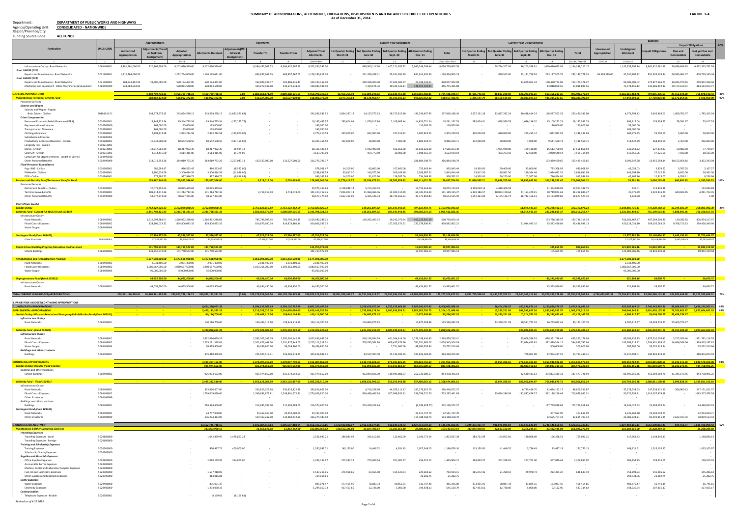**SUMMARY OF APPROPRIATIONS, ALLOTMENTS, OBLIGATIONS, DISBURSEMENTS AND BALANCES BY OBJECT OF EXPENDITURES**
**As of December 31, 2014**

**FAR No. 1-A**

Department: **DEPARTMENT OF PUBLIC WORKS AND HIGHWAYS**
Agency/Operating Unit: **CONSOLIDATED - NATIONWIDE**
Region/Province/City:
Funding Source Code: **ALL FUNDS**

| Particulars | UACS CODE | Appropriations | | | Allotments | | | | | Current Year Obligations | | | | | Current Year Disbursements | | | | | Balances | | | | | AC% |
|---|---|---|---|---|---|---|---|---|---|---|---|---|---|---|---|---|---|---|---|---|---|---|---|---|---|
| | | Authorized Appropriation | Adjustments(Transfer To/From, Realignment) | Adjusted Appropriations | Allotments Received | Adjustments(Withdrawal, Realignment) | Transfer To | Transfer From | Adjusted Total Allotments | 1st Quarter Ending March 31 | 2nd Quarter Ending June 30 | 3rd Quarter Ending Sept. 30 | 4th Quarter Ending Dec. 31 | Total | 1st Quarter Ending March 31 | 2nd Quarter Ending June 30 | 3rd Quarter Ending Sept. 30 | 4th Quarter Ending Dec. 31 | Total | Unreleased Appropriation | Unobligated Allotment | Unpaid Obligations | Unpaid Obligations: Due and Demandable | Unpaid Obligations: Not yet Due and Demandable | |
| 1 | 2 | 3 | 4 | 5=3+4 | 6 | 7 | 8 | 9 | 10=6+7-8+9 | 11 | 12 | 13 | 14 | 15=11+12+13+14 | 16 | 17 | 18 | 19 | 20=16+17+18+19 | 21=5-10 | 22=10-15 | 23=15-20 | 24 | 25 | |
| Infrastructure Outlay - Road Networks | 5060403001 | 8,481,661,000.00 | 720,369,599.00 | 9,202,030,599.00 | 9,202,030,599.00 | | 6,384,452,507.23 | 6,384,452,507.23 | 9,202,030,599.00 | | 689,300,116.50 | 1,407,221,937.82 | 5,960,248,749.44 | 8,056,770,803.76 | | 58,734,207.34 | 36,203,338.91 | 1,099,410,675.92 | 1,194,348,222.17 | | 1,145,259,795.24 | 6,862,422,581.59 | 39,898,848.83 | 6,822,523,732.76 | |
| *Fund 104359 (152)* | | | | | | | | | | | | | | | | | | | | | | | | | |
| Repairs and Maintenance - Road Networks | 5021303001 | 1,212,764,000.00 | | 1,212,764,000.00 | 1,176,195,611.00 | | 663,857,267.05 | 663,857,267.05 | 1,176,195,611.00 | | 241,208,458.91 | 55,331,991.39 | 841,914,455.39 | 1,138,454,905.19 | | 870,513.00 | 73,141,759.59 | 213,137,505.76 | 287,149,778.35 | 36,568,389.00 | 37,740,705.82 | 851,305,126.84 | 50,585,961.37 | 800,719,165.48 | |
| *Fund 104360 (153)* | | | | | | | | | | | | | | | | | | | | | | | | | |
| Repairs and Maintenance - Road Networks | 5021303001 | 508,634,452.00 | 21,500,000.00 | 530,134,452.00 | 530,134,452.00 | | 162,806,935.47 | 162,806,935.47 | 530,134,452.00 | | 348,108,200.90 | 67,643,505.57 | 24,296,236.51 | 440,047,942.98 | | | 13,679,604.18 | 150,490,772.09 | 164,170,376.27 | | 90,086,509.02 | 275,877,566.71 | 16,034,970.65 | 259,842,596.06 | |
| Machinery and Equipment Outlay - Other Machineries & Equipment | 5060405099 | 528,083,548.00 | | 528,083,548.00 | 528,083,548.00 | | 439,672,548.00 | 439,672,548.00 | 528,083,548.00 | | 7,339,671.76 | 10,444,526.11 | 438,921,184.01 | 456,705,391.88 | | | | 13,018,899.56 | 13,018,899.56 | | 71,378,156.12 | 443,686,492.32 | 29,173,619.61 | 414,512,872.71 | |
| **C. SPECIAL PURPOSE FUNDS** | | | 4,450,799,738.33 | 4,450,799,738.33 | 4,450,799,738.33 | 0.00 | 2,889,368,171.59 | 2,889,368,171.59 | 4,450,799,738.33 | 16,453,765.90 | 161,084,249.62 | 256,030,765.20 | 1,350,869,468.85 | 1,784,438,249.57 | 15,425,743.50 | 38,817,219.98 | 122,793,596.21 | 813,366,213.25 | 990,402,772.94 | | 2,666,361,488.76 | 794,035,476.63 | 25,156,934.20 | 768,878,542.43 | 40% |
| ***Miscellaneous Personnel Benefits Fund*** | | | 518,002,372.00 | 518,002,372.00 | 518,002,372.00 | | 132,527,000.00 | 132,527,000.00 | 518,002,372.00 | 3,677,353.63 | 18,534,469.47 | 29,719,646.03 | 448,625,952.32 | 500,557,421.45 | 3,335,147.79 | 18,160,514.02 | 22,983,507.13 | 438,309,227.65 | 482,788,396.59 | | 17,444,950.55 | 17,769,024.86 | 12,172,054.96 | 5,596,969.90 | 97% |
| Personnel Services | | | | | | | | | | | | | | | | | | | | | | | | | |
| ***Salaries and Wages*** | | | | | | | | | | | | | | | | | | | | | | | | | |
| Salaries and Wages - Regular | | | | | | | | | | | | | | | | | | | | | | | | | |
| Basic Salary - Civilian | 5010101001 | | 243,674,578.15 | 243,674,578.15 | 243,674,578.15 | (1,631,591.63) | | | 242,042,986.52 | 2,864,337.12 | 14,127,577.63 | 26,717,815.40 | 193,356,457.95 | 237,066,188.10 | 2,527,131.28 | 13,817,282.24 | 20,488,414.24 | 196,587,552.33 | 233,420,380.09 | | 4,976,798.42 | 3,645,808.01 | 1,860,702.97 | 1,785,105.04 | |
| ***Other Compensation*** | | | | | | | | | | | | | | | | | | | | | | | | | |
| Personnel Economic Relief Allowance (PERA) | 5010201001 | | 19,344,725.34 | 19,344,725.34 | 19,344,725.34 | (157,255.77) | | | 19,187,469.57 | 283,604.01 | 1,076,917.84 | 2,109,909.44 | 14,820,721.24 | 18,291,152.53 | 283,604.01 | 1,058,530.78 | 1,686,136.20 | 15,109,272.29 | 18,137,543.28 | | 896,317.04 | 153,609.25 | 78,591.97 | 75,017.28 | |
| Representation Allowance | 5010202000 | | 165,000.00 | 165,000.00 | 165,000.00 | | | | 165,000.00 | | | | 110,000.00 | 110,000.00 | | | | 110,000.00 | 110,000.00 | | 55,000.00 | | | | |
| Transportation Allowance | 5010203001 | | 165,000.00 | 165,000.00 | 165,000.00 | | | | 165,000.00 | | | | | | | | | | | | 165,000.00 | | | | |
| Clothing Allowance | 5010204001 | | 2,893,214.58 | 2,893,214.58 | 2,893,214.58 | (120,000.00) | | | 2,773,214.58 | 335,000.00 | 642,500.00 | 227,915.12 | 1,097,823.91 | 2,303,239.03 | 330,000.00 | 610,000.00 | 265,415.12 | 1,042,823.91 | 2,248,239.03 | | 469,975.55 | 55,000.00 | 5,000.00 | 50,000.00 | |
| Subsistence Allowance | 5010205003 | | | | | | | | | | | | | | | | | | | | | | | | |
| Productivity Incentive Allowance - Civilian | 5010208001 | | 10,642,508.50 | 10,642,508.50 | 10,642,508.50 | (437,150.00) | | | 10,205,358.50 | 132,000.00 | 38,000.00 | 7,000.00 | 9,809,910.71 | 9,986,910.71 | 132,000.00 | 38,000.00 | 7,000.00 | 9,541,560.71 | 9,718,560.71 | | 218,447.79 | 268,350.00 | 2,350.00 | 266,000.00 | |
| Longevity Pay - Civilian | 5010212001 | | | | | | | | | | | | | | | | | | | | | | | | |
| Bonus - Civilian | 5010214001 | | 18,217,962.39 | 18,217,962.39 | 18,217,962.39 | 98,984.13 | | | 18,316,946.52 | | 1,942,400.50 | 102,669.50 | 15,641,623.30 | 17,686,693.30 | | 1,935,940.00 | 109,130.00 | 15,513,760.93 | 17,558,860.93 | | 630,253.22 | 127,832.37 | 50,082.50 | 77,749.87 | |
| Cash Gift - Civilian | 5010215001 | | 3,614,415.00 | 3,614,415.00 | 3,614,415.00 | 19,375.00 | | | 3,633,790.00 | | 454,773.50 | 20,000.00 | 3,048,165.54 | 3,522,939.04 | | 452,273.50 | 22,500.00 | 3,030,540.54 | 3,505,314.04 | | 110,850.96 | 17,625.00 | 7,500.00 | 10,125.00 | |
| Lump Sum for Step Increments - Lenght of Service | 5010499010 | | | | | | | | | | | | | | | | | | | | | | | | |
| Other Personnel Benefits | 5010499099 | | 214,019,753.26 | 214,019,753.26 | 214,019,753.26 | 2,257,043.11 | 132,527,000.00 | 132,527,000.00 | 216,276,796.37 | | | | 206,884,548.79 | 206,884,548.79 | | | | 193,429,450.65 | 193,429,450.65 | | 9,392,247.58 | 13,455,098.14 | 10,152,854.16 | 3,302,243.98 | |
| ***Fixed Personnel Expenditures*** | | | | | | | | | | | | | | | | | | | | | | | | | |
| Pag - IBIG - Civilian | 5010301001 | | 986,593.47 | 986,593.47 | 986,593.47 | (8,592.00) | | | 978,001.47 | 14,300.00 | 60,600.00 | 107,400.00 | 753,643.44 | 935,943.44 | 14,300.00 | 59,400.00 | 83,000.00 | 773,368.92 | 930,068.92 | | 42,058.03 | 5,874.52 | 3,767.25 | 2,107.27 | |
| PhilHealth - Civilian | 5010302001 | | 3,300,634.59 | 3,300,634.59 | 3,300,634.59 | (11,996.00) | | | 3,288,638.59 | 33,812.50 | 140,075.00 | 300,169.48 | 2,368,987.51 | 2,843,044.49 | 33,812.50 | 138,862.50 | 219,344.48 | 2,424,012.51 | 2,816,031.99 | | 445,594.10 | 27,012.50 | 6,650.00 | 20,362.50 | |
| ECIP - Civilian | 5010303001 | | 977,986.72 | 977,986.72 | 977,986.72 | (8,816.84) | | | 969,169.88 | 14,300.00 | 51,625.00 | 126,767.09 | 734,069.93 | 926,762.02 | 14,300.00 | 50,225.00 | 102,567.09 | 746,854.86 | 913,946.95 | | 42,407.86 | 12,815.07 | 4,556.11 | 8,258.96 | |
| ***Pension and Gratuity Fund/Retirement Benefits Fund*** | | | 179,967,546.00 | 179,967,546.00 | 179,967,546.00 | | 3,718,019.00 | 3,718,019.00 | 179,967,546.00 | 12,776,412.27 | 23,284,672.23 | 38,765,676.92 | 105,110,022.78 | 179,937,784.20 | 12,090,595.71 | 20,656,705.96 | 37,895,645.98 | 104,258,553.47 | 174,901,501.12 | | 29,761.80 | 5,036,283.08 | 640,692.85 | 4,395,590.23 | 100% |
| Personnel Services | | | | | | | | | | | | | | | | | | | | | | | | | |
| Retirement Benefits - Civilian | 5010401001 | | 20,075,459.64 | 20,075,459.64 | 20,075,459.64 | | | | 20,075,459.64 | 4,108,048.14 | 5,213,459.03 | | 10,753,616.46 | 20,075,123.63 | 4,108,048.14 | 4,488,408.58 | | 11,364,830.03 | 19,961,286.75 | | 336.01 | 113,836.88 | | 113,836.88 | |
| Terminal Leave Benefits | 5010403001 | | 101,214,712.36 | 101,214,712.36 | 101,214,712.36 | | 3,718,019.00 | 3,718,019.00 | 101,214,712.36 | 7,016,003.13 | 11,966,066.46 | 22,023,510.39 | 60,183,555.49 | 101,189,135.47 | 6,330,186.57 | 10,063,150.64 | 21,153,479.65 | 58,719,873.61 | 96,266,690.27 | | 25,576.89 | 4,922,445.20 | 640,692.85 | 4,281,752.35 | |
| Other Personnel Benefits | 5010499099 | | 58,677,374.00 | 58,677,374.00 | 58,677,374.00 | | | | 58,677,374.00 | 1,652,361.00 | 6,105,146.74 | 16,742,166.53 | 34,172,850.83 | 58,673,525.10 | 1,652,361.00 | 6,105,146.74 | 16,742,166.53 | 34,173,849.83 | 58,673,524.10 | | 3,848.90 | 1.00 | | 1.00 | |
| ***Others (Please Specify)*** | | | | | | | | | | | | | | | | | | | | | | | | | |
| ***Capital Outlay*** | | | 3,752,829,820.33 | 3,752,829,820.33 | 3,752,829,820.33 | | 2,753,123,152.59 | 2,753,123,152.59 | 3,752,829,820.33 | | 119,265,107.92 | 187,545,442.25 | 797,133,493.75 | 1,103,944,043.92 | | | 61,914,443.10 | 270,798,432.13 | 332,712,875.23 | | 2,648,886,776.41 | 771,230,168.69 | 12,344,186.39 | 758,885,982.30 | 29% |
| ***Calamity Fund - Current-RA 10633 (Fund 101401)*** | | | 2,341,798,321.33 | 2,341,798,321.33 | 2,341,798,321.33 | | 1,609,669,575.59 | 1,609,669,575.59 | 2,341,798,321.33 | | 119,265,107.92 | 187,545,442.25 | 698,602,272.19 | 1,005,412,822.36 | | | 61,914,443.10 | 227,298,815.37 | 289,213,258.47 | | 1,336,385,498.97 | 716,199,563.89 | 9,898,995.96 | 706,300,567.93 | |
| Infrastructure Outlay | | | | | | | | | | | | | | | | | | | | | | | | | |
| Road Networks | 5060403001 | | 1,516,992,288.01 | 1,516,992,288.01 | 1,516,992,288.01 | | 785,796,095.45 | 785,796,095.45 | 1,516,992,288.01 | | 119,265,107.92 | 20,242,070.04 | 461,222,641.28 | 600,730,820.14 | | | | 193,726,319.34 | 193,726,319.34 | | 916,261,467.87 | 407,004,500.80 | 130,282.83 | 406,874,217.97 | |
| Flood Control Systems | 5060403002 | | 824,806,033.32 | 824,806,033.32 | 824,806,033.32 | | 814,873,480.14 | 814,873,480.14 | 824,806,033.32 | | | 167,303,371.31 | 237,378,630.91 | 404,682,002.22 | | | 61,914,443.10 | 33,572,496.03 | 95,486,939.13 | | 420,124,031.10 | 309,195,063.09 | 9,768,713.13 | 299,426,349.96 | |
| Water Supply | 5060403004 | | | | | | | | | | | | | | | | | | | | | | | | |
| ***Contingent Fund (Fund 101402)*** | | | 47,526,527.00 | 47,526,527.00 | 47,526,527.00 | | 47,526,527.00 | 47,526,527.00 | 47,526,527.00 | | | | 35,148,634.50 | 35,148,634.50 | | | | | | | 12,377,892.50 | 35,148,634.50 | 2,445,190.43 | 32,703,444.07 | |
| Other Structures | 5060409099 | | 47,526,527.00 | 47,526,527.00 | 47,526,527.00 | | 47,526,527.00 | 47,526,527.00 | 47,526,527.00 | | | | 35,148,634.50 | 35,148,634.50 | | | | | | | 12,377,892.50 | 35,148,634.50 | 2,445,190.43 | 32,703,444.07 | |
| ***DepEd-School Building Program/Education Facilities Fund*** | | | 141,750,572.00 | 141,750,572.00 | 141,750,572.00 | | | | 141,750,572.00 | | | | 19,947,985.54 | 19,947,985.54 | | | | 105,665.96 | 105,665.96 | | 121,802,586.46 | 19,842,319.58 | | 19,842,319.58 | |
| School Buildings | 5060404002 | | 141,750,572.00 | 141,750,572.00 | 141,750,572.00 | | | | 141,750,572.00 | | | | 19,947,985.54 | 19,947,985.54 | | | | 105,665.96 | 105,665.96 | | 121,802,586.46 | 19,842,319.58 | | 19,842,319.58 | |
| ***Rehabilitation and Reconstruction Program*** | | | 1,177,698,900.00 | 1,177,698,900.00 | 1,177,698,900.00 | | 1,061,292,600.00 | 1,061,292,600.00 | 1,177,698,900.00 | | | | | | | | | | | | 1,177,698,900.00 | | | | |
| Road Networks | 5060403001 | | 2,031,400.00 | 2,031,400.00 | 2,031,400.00 | | 2,031,400.00 | 2,031,400.00 | 2,031,400.00 | | | | | | | | | | | | 2,031,400.00 | | | | |
| Flood Control Systems | 5060403002 | | 1,080,667,500.00 | 1,080,667,500.00 | 1,080,667,500.00 | | 1,059,261,200.00 | 1,059,261,200.00 | 1,080,667,500.00 | | | | | | | | | | | | 1,080,667,500.00 | | | | |
| Water Supply | 5060403004 | | 95,000,000.00 | 95,000,000.00 | 95,000,000.00 | | | | 95,000,000.00 | | | | | | | | | | | | 95,000,000.00 | | | | |
| ***Unprogrammed Fund (Fund 105422)*** | | | 44,055,500.00 | 44,055,500.00 | 44,055,500.00 | | 43,634,450.00 | 43,634,450.00 | 44,055,500.00 | | | | 43,433,601.52 | 43,433,601.52 | | | | 43,393,950.80 | 43,393,950.80 | | 621,898.48 | 39,650.72 | | 39,650.72 | |
| Infrastructure Outlay | | | | | | | | | | | | | | | | | | | | | | | | | |
| Road Networks | 5060403001 | | 44,055,500.00 | 44,055,500.00 | 44,055,500.00 | | 43,634,450.00 | 43,634,450.00 | 44,055,500.00 | | | | 43,433,601.52 | 43,433,601.52 | | | | 43,393,950.80 | 43,393,950.80 | | 621,898.48 | 39,650.72 | | 39,650.72 | |
| **TOTAL CURRENT YEAR BUDGET/APPROPRIATIONS** | | 219,341,196,348.41 | 34,480,561,828.30 | 253,821,758,176.71 | 249,022,122,331.33 | (0.00) | 100,178,156,545.56 | 100,178,156,545.56 | 249,022,122,331.33 | 49,891,700,102.37 | 54,791,304,615.57 | 25,791,396,150.18 | 44,802,905,809.21 | 175,277,306,677.33 | 8,822,735,598.62 | 19,451,577,572.51 | 23,340,163,114.54 | 35,976,267,278.08 | 87,590,743,563.84 | 4,799,635,845.38 | 73,744,815,654.00 | 87,686,566,113.49 | 481,004,446.98 | 87,205,585,666.51 | 70% |
| **B. PRIOR YEAR'S BUDGET/CONTINUING APPROPRIATIONS** | | | | | | | | | | | | | | | | | | | | | | | | | |
| **D. UNRELEASED APPROPRIATIONS** | | | | | 8,861,350,497.29 | | 8,394,135,765.69 | 8,394,135,765.69 | 8,861,350,497.29 | | 3,266,626,930.26 | 1,752,335,664.16 | 3,387,090,473.42 | 8,406,055,088.24 | | 28,404,530.55 | 480,526,974.14 | 2,150,869,579.50 | 2,659,811,084.28 | | 455,295,409.05 | 5,746,243,993.96 | 88,008,993.97 | 5,658,235,002.01 | 95% |
| **SUPPLEMENTAL APPROPRIATION** | | | | | 5,450,143,335.28 | | 5,216,038,026.00 | 5,216,038,026.00 | 5,450,143,335.28 | | 1,735,896,128.24 | 1,080,938,839.51 | 2,387,267,720.73 | 5,204,102,688.48 | | 13,350,251.99 | 208,393,667.54 | 1,080,930,593.57 | 1,302,674,513.10 | | 246,040,646.81 | 3,901,428,175.38 | 73,763,402.47 | 3,827,664,692.91 | 95% |
| ***Capital Outlay - Disaster-Related Relief and Emergency Rehabilitation Fund (Fund 101101)*** | | | | | 140,116,700.00 | | 139,443,116.50 | 139,443,116.50 | 140,116,700.00 | | 124,863,872.15 | | 10,672,509.88 | 135,536,382.03 | | 13,350,251.99 | 10,511,782.28 | 56,265,073.49 | 80,127,107.76 | | 4,580,317.97 | 55,409,274.27 | 55,409,274.27 | | |
| ***Infrastructure Outlay*** | | | | | | | | | | | | | | | | | | | | | | | | | |
| Road Networks | 5060403001 | | | | 140,116,700.00 | | 139,443,116.50 | 139,443,116.50 | 140,116,700.00 | | 124,863,872.15 | | 10,672,509.88 | 135,536,382.03 | | 13,350,251.99 | 10,511,782.28 | 56,265,073.49 | 80,127,107.76 | | 4,580,317.97 | 55,409,274.27 | 55,409,274.27 | | |
| ***Calamity Fund - (Fund 101401)*** | | | | | 5,310,026,635.28 | | 5,076,594,909.50 | 5,076,594,909.50 | 5,310,026,635.28 | | 1,611,032,256.09 | 1,080,938,839.51 | 2,376,595,210.85 | 5,068,566,306.45 | | | 197,881,885.26 | 1,024,665,520.08 | 1,222,547,405.34 | | 241,460,328.84 | 3,846,018,901.11 | 18,354,128.20 | 3,827,664,692.91 | |
| ***Infrastructure Outlay*** | | | | | | | | | | | | | | | | | | | | | | | | | |
| Road Networks | 5060403001 | | | | 2,622,636,669.26 | | 2,592,202,142.29 | 2,592,202,142.29 | 2,622,636,669.26 | | 818,138,994.79 | 441,544,814.00 | 1,279,186,424.63 | 2,538,870,233.41 | | | 25,008,388.55 | 638,351,788.44 | 663,360,176.99 | | 83,766,435.85 | 1,875,510,056.42 | 3,717,939.64 | 1,871,792,116.78 | |
| Flood Control Systems | 5060403002 | | | | 2,225,111,318.01 | | 2,201,827,448.00 | 2,201,827,448.00 | 2,225,111,318.01 | | 708,355,761.30 | 609,637,478.56 | 761,151,562.23 | 2,079,145,204.09 | | | 172,074,433.82 | 372,819,314.12 | 544,893,747.94 | | 145,766,113.92 | 1,534,451,456.15 | 14,636,268.56 | 1,519,815,187.62 | |
| Water Supply | 5060403004 | | | | 56,459,800.00 | | 56,059,800.00 | 56,059,800.00 | 56,459,800.00 | | | 7,721,960.00 | 48,030,553.94 | 55,752,513.94 | | | | 500,000.00 | 500,000.00 | | 707,286.06 | 55,252,513.94 | | 55,252,513.94 | |
| ***Buildings and other structures*** | | | | | | | | | | | | | | | | | | | | | | | | | |
| Buildings | 5060404001 | | | | 405,818,848.01 | | 226,505,519.21 | 226,505,519.21 | 405,818,848.01 | | 84,537,500.00 | 22,234,585.95 | 287,826,269.05 | 394,598,355.00 | | | 799,062.89 | 12,994,417.52 | 13,793,480.41 | | 11,220,493.01 | 380,804,874.59 | | 380,804,874.59 | |
| **CONTINUING APPROPRIATIONS** | | | | | 3,411,207,162.00 | | 3,378,097,739.69 | 3,378,097,739.69 | 3,411,207,162.00 | | 1,530,732,802.02 | 671,396,825.05 | 999,822,752.69 | 3,201,952,399.76 | | 15,054,286.56 | 272,143,306.60 | 1,069,808,986.02 | 1,357,136,579.18 | | 209,254,762.24 | 1,844,815,820.58 | 14,245,511.50 | 1,830,570,309.08 | 94% |
| ***Capital Outlays-Regular (Fund 101101)*** | | | | | 925,974,652.00 | | 925,974,652.00 | 925,974,652.00 | 925,974,652.00 | | 462,099,826.00 | 119,041,881.07 | 262,336,689.57 | 843,478,396.64 | | | 82,580,411.63 | 304,893,315.31 | 387,473,726.94 | | 82,496,255.36 | 456,004,669.70 | 11,245,673.45 | 444,758,996.25 | |
| ***Buildings and other structures*** | | | | | | | | | | | | | | | | | | | | | | | | | |
| School Buildings | 5060404002 | | | | 925,974,652.00 | | 925,974,652.00 | 925,974,652.00 | 925,974,652.00 | | 462,099,826.00 | 119,041,881.07 | 262,336,689.57 | 843,478,396.64 | | | 82,580,411.63 | 304,893,315.31 | 387,473,726.94 | | 82,496,255.36 | 456,004,669.70 | 11,245,673.45 | 444,758,996.25 | |
| ***Calamity Fund - (Fund 101401)*** | | | | | 2,485,232,510.00 | | 2,452,123,087.69 | 2,452,123,087.69 | 2,485,232,510.00 | | 1,068,632,996.02 | 552,354,943.98 | 737,486,063.12 | 2,358,474,003.12 | | 15,054,286.56 | 189,562,894.97 | 765,045,670.71 | 969,662,852.24 | | 126,758,506.88 | 1,388,811,150.88 | 2,999,838.05 | 1,385,811,312.83 | |
| ***Infrastructure Outlay*** | | | | | | | | | | | | | | | | | | | | | | | | | |
| Road Networks | 5060403001 | | | | 333,626,607.00 | | 330,823,322.98 | 330,823,322.98 | 333,626,607.00 | | 4,716,338.50 | 44,355,111.17 | 247,276,622.70 | 296,348,072.37 | | | 6,725,418.70 | 42,084,132.17 | 48,809,550.87 | | 37,278,534.63 | 247,538,521.50 | 366,900.13 | 247,171,621.37 | |
| Flood Control Systems | 5060403002 | | | | 1,774,009,820.00 | | 1,749,895,672.81 | 1,749,895,672.81 | 1,774,009,820.00 | | 858,488,406.38 | 507,999,832.81 | 356,799,222.70 | 1,723,287,461.89 | | 15,054,286.56 | 182,837,476.27 | 512,188,219.48 | 710,079,982.31 | | 50,722,358.11 | 1,013,207,479.58 | | 1,013,207,479.58 | |
| Other Structures | 5060409099 | | | | | | | | | | | | | | | | | | | | | | | | |
| ***Buildings and other structures*** | | | | | | | | | | | | | | | | | | | | | | | | | |
| Buildings | 5060404001 | | | | 216,574,600.00 | | 212,695,789.00 | 212,695,789.00 | 216,574,600.00 | | 205,428,251.14 | | (3,289,678.77) | 202,138,572.37 | | | | 177,769,918.63 | 177,769,918.63 | | 14,436,027.63 | 24,368,653.74 | | 24,368,653.74 | |
| ***Contingent Fund (Fund 101402)*** | | | | | | | | | | | | | | | | | | | | | | | | | |
| Road Networks | 5060403001 | | | | 24,747,000.00 | | 24,252,060.00 | 24,252,060.00 | 24,747,000.00 | | | | 22,511,737.70 | 22,511,737.70 | | | | 307,692.99 | 307,692.99 | | 2,235,262.30 | 22,204,044.71 | | 22,204,044.71 | |
| Other Structures | 5060409099 | | | | 136,274,483.00 | | 134,460,242.90 | 134,460,242.90 | 136,274,483.00 | | | | 114,188,158.79 | 114,188,158.79 | | | | 32,695,707.44 | 32,695,707.44 | | 22,086,324.21 | 81,492,451.35 | 2,632,937.92 | 78,859,513.43 | |
| **E. UNOBLIGATED ALLOTMENT** | | | | | 13,162,725,718.16 | | 1,196,687,818.14 | 1,196,687,818.14 | 13,162,725,718.16 | 3,673,930,502.07 | 2,490,518,277.16 | 542,039,530.73 | 1,427,753,593.10 | 8,135,241,603.05 | 1,249,363,417.47 | 998,671,045.84 | 646,549,626.04 | 1,721,126,650.50 | 4,523,950,739.85 | | 5,027,484,115.11 | 3,612,100,863.20 | 694,763.77 | 3,611,406,099.43 | 62% |
| ***Maintenance & Other Operating Expenses*** | | | | | 213,803,968.32 | | 11,853,142.00 | 11,853,142.00 | 213,803,968.32 | 130,562,325.03 | 13,387,702.54 | 13,385,566.10 | 39,808,063.87 | 197,143,657.54 | 113,334,459.95 | 13,631,122.40 | 8,755,245.15 | 27,483,445.04 | 161,905,272.94 | | 16,660,310.98 | 35,238,384.60 | | 35,238,384.60 | |
| ***Traveling Expenses*** | | | | | | | | | | | | | | | | | | | | | | | | | |
| Traveling Expenses - Local | 5020101000 | | | | 1,042,839.97 | 1,478,857.24 | | | 2,521,697.21 | 289,081.09 | 191,612.66 | 122,460.09 | 1,300,772.64 | 1,903,927.38 | 284,721.09 | 194,072.66 | 120,058.09 | 156,228.51 | 755,081.25 | | 617,769.83 | 1,148,846.13 | | 1,148,846.13 | |
| Traveling Expenses - Foreign | 5020102000 | | | | | | | | | | | | | | | | | | | | | | | | |
| ***Training and Scholarship Expenses*** | | | | | | | | | | | | | | | | | | | | | | | | | |
| Training Expenses | 5020201000 | | | | 950,997.71 | 400,000.00 | | | 1,350,997.71 | 140,150.00 | 14,496.52 | 4,931.43 | 1,027,348.15 | 1,186,876.10 | 113,150.00 | 41,446.52 | 3,736.43 | 13,437.18 | 171,770.13 | | 164,121.61 | 1,015,105.97 | | 1,015,105.97 | |
| Scholarship Grants/Expenses | 5020202000 | | | | | | | | | | | | | | | | | | | | | | | | |
| ***Supplies and Materials Expenses*** | | | | | | | | | | | | | | | | | | | | | | | | | |
| Office Supplies Expenses | 5020301000 | | | | 2,088,159.97 | 364,000.00 | | | 2,452,159.97 | 215,543.29 | 273,009.54 | 521,001.17 | 456,252.12 | 1,465,806.12 | 169,820.57 | 302,268.02 | 267,762.00 | 567,040.48 | 1,306,891.07 | | 986,353.85 | 158,915.05 | | 158,915.05 | |
| Accountable Forms Expenses | 5020302000 | | | | | | | | | | | | | | | | | | | | | | | | |
| Medical, Dental and Laboratory Supplies Expenses | 5020308000 | | | | | | | | | | | | | | | | | | | | | | | | |
| Fuel, Oil and Lubricants Expenses | 5020309000 | | | | 1,537,218.05 | | | | 1,537,218.05 | 376,968.66 | 23,165.10 | 154,520.73 | 229,269.62 | 783,924.11 | 365,072.46 | 21,260.10 | 29,970.73 | 222,334.20 | 638,637.49 | | 753,293.94 | 145,286.62 | | 145,286.62 | |
| Other Supplies and Materials Expenses | 5020399000 | | | | 314,016.81 | | | | 314,016.81 | | | | 21,282.75 | 21,282.75 | | | | | | | 292,734.06 | 21,282.75 | | 21,282.75 | |
| ***Utility Expenses*** | | | | | | | | | | | | | | | | | | | | | | | | | |
| Water Expenses | 5020401000 | | | | 895,071.47 | | | | 895,071.47 | 173,455.95 | 78,087.34 | 90,855.31 | 142,797.40 | 485,196.00 | 173,455.95 | 78,087.34 | 43,824.16 | 173,087.40 | 468,454.85 | | 409,875.47 | 16,741.15 | | 16,741.15 | |
| Electricity Expenses | 5020402000 | | | | 1,294,050.33 | | | | 1,294,050.33 | 427,453.66 | 12,738.00 | 5,000.00 | 199,938.13 | 645,129.79 | 427,453.66 | 12,738.00 | 5,000.00 | 92,122.96 | 537,314.62 | | 648,920.54 | 107,815.17 | | 107,815.17 | |
| ***Communication*** | | | | | | | | | | | | | | | | | | | | | | | | | |
| Telephone Expenses - Mobile | 5020502001 | | | | 8,169.61 | (8,169.61) | | | | | | | | | | | | | | | | | | | |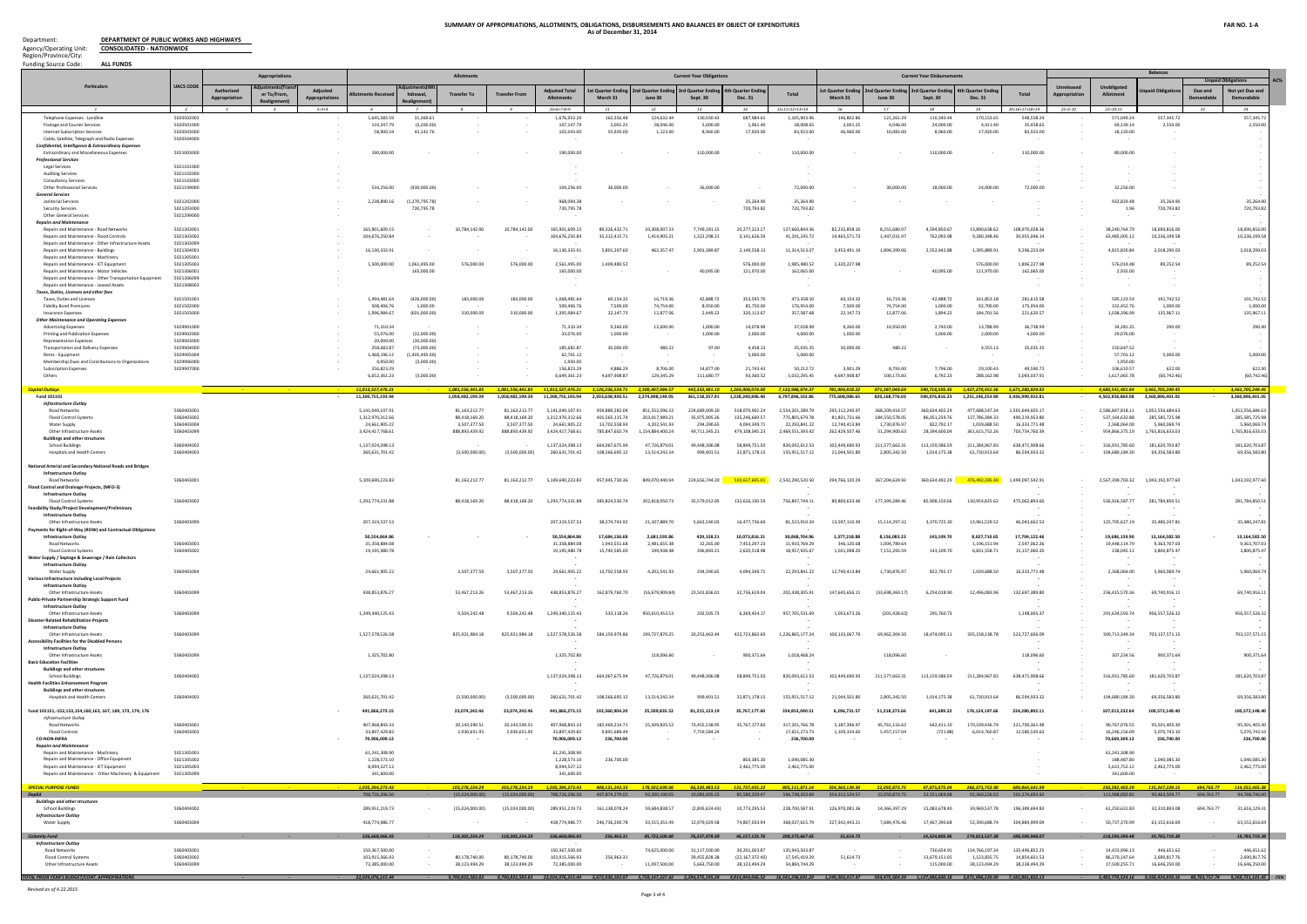# SUMMARY OF APPROPRIATIONS, ALLOTMENTS, OBLIGATIONS, DISBURSEMENTS AND BALANCES BY OBJECT OF EXPENDITURES

**As of December 31, 2014**

**FAR NO. 1-A**

Department: **DEPARTMENT OF PUBLIC WORKS AND HIGHWAYS**
Agency/Operating Unit: **CONSOLIDATED - NATIONWIDE**
Region/Province/City:
Funding Source Code: **ALL FUNDS**

| Particulars | UACS CODE | Appropriations | | | Allotments | | | | | Current Year Obligations | | | | | Current Year Disbursements | | | | | Balances | | | | | AC% |
|---|---|---|---|---|---|---|---|---|---|---|---|---|---|---|---|---|---|---|---|---|---|---|---|---|---|
| | | Authorized Appropriation | Adjustments(Transfer To/From, Realignment) | Adjusted Appropriations | Allotments Received | Adjustments(Withdrawal, Realignment) | Transfer To | Transfer From | Adjusted Total Allotments | 1st Quarter Ending March 31 | 2nd Quarter Ending June 30 | 3rd Quarter Ending Sept. 30 | 4th Quarter Ending Dec. 31 | Total | 1st Quarter Ending March 31 | 2nd Quarter Ending June 30 | 3rd Quarter Ending Sept. 30 | 4th Quarter Ending Dec. 31 | Total | Unreleased Appropriation | Unobligated Allotment | Unpaid Obligations | Unpaid Obligations: Due and Demandable | Unpaid Obligations: Not yet Due and Demandable | |
| 1 | 2 | 3 | 4 | 5=3+4 | 6 | 7 | 8 | 9 | 10=6+7-8+9 | 11 | 12 | 13 | 14 | 15=11+12+13+14 | 16 | 17 | 18 | 19 | 20=16+17+18+19 | 21=5-10 | 22=10-15 | | 23 | 24 | |
| Telephone Expenses - Landline | 5020502002 | | | - | 1,645,583.59 | 31,369.61 | - | - | 1,676,953.20 | 162,356.48 | 124,632.44 | 130,930.43 | 687,984.61 | 1,105,903.96 | 146,802.86 | 121,261.29 | 110,340.44 | 170,153.65 | 548,558.24 | - | 571,049.24 | 557,345.72 | | 557,345.72 | |
| Postage and Courier Services | 5020501000 | | | - | 110,347.79 | (3,250.00) | - | - | 107,147.79 | 3,001.25 | 28,046.00 | 5,000.00 | 1,961.40 | 38,008.65 | 3,001.25 | 4,046.00 | 24,000.00 | 4,411.40 | 35,458.65 | - | 69,139.14 | 2,550.00 | | 2,550.00 | |
| Internet Subscription Services | 5020503000 | | | - | 58,900.24 | 43,342.76 | - | - | 102,243.00 | 55,920.00 | 1,123.00 | 8,960.00 | 17,920.00 | 83,923.00 | 46,960.00 | 10,083.00 | 8,960.00 | 17,920.00 | 83,923.00 | - | 18,120.00 | - | | - | |
| Cable, Satellite, Telegraph and Radio Expenses | 5020504000 | | | - | | | | | - | | | | | - | | | | | - | - | - | - | | - | |
| *Confidential, Intelligence & Extraordinary Expenses* | | | | | | | | | | | | | | | | | | | | | | | | | |
| Extraordinary and Miscellaneous Expenses | 5021003000 | | | - | 190,000.00 | | - | - | 190,000.00 | | | 110,000.00 | | 110,000.00 | | | 110,000.00 | | 110,000.00 | - | 80,000.00 | - | | - | |
| *Professional Services* | | | | | | | | | | | | | | | | | | | | | | | | | |
| Legal Services | 5021101000 | | | - | | | | | - | | | | | - | | | | | - | - | - | - | | - | |
| Auditing Services | 5021102000 | | | - | | | | | - | | | | | - | | | | | - | - | - | - | | - | |
| Consultancy Services | 5021103000 | | | - | | | | | - | | | | | - | | | | | - | - | - | - | | - | |
| Other Professional Services | 5021199000 | | | - | 534,256.00 | (430,000.00) | - | - | 104,256.00 | 36,000.00 | | 36,000.00 | | 72,000.00 | | 30,000.00 | 18,000.00 | 24,000.00 | 72,000.00 | - | 32,256.00 | - | | - | |
| *General Services* | | | | | | | | | | | | | | | | | | | | | | | | | |
| Janitorial Services | 5021202000 | | | - | 2,238,890.16 | (1,270,795.78) | - | - | 968,094.38 | | | | 35,264.90 | 35,264.90 | | | | | - | - | 932,829.48 | 35,264.90 | | 35,264.90 | |
| Security Services | 5021203000 | | | - | | 720,795.78 | | | 720,795.78 | | | | 720,793.82 | 720,793.82 | | | | | - | - | 1.96 | 720,793.82 | | 720,793.82 | |
| Other General Services | 5021299000 | | | - | | | | | - | | | | | - | | | | | - | - | - | - | | - | |
| *Repairs and Maintenance* | | | | | | | | | | | | | | | | | | | | | | | | | |
| Repairs and Maintenance - Road Networks | 5021303001 | | | - | 165,901,609.15 | | 10,784,142.00 | 10,784,142.00 | 165,901,609.15 | 89,326,432.71 | 10,308,007.33 | 7,749,181.15 | 20,277,223.17 | 127,660,844.36 | 82,232,858.10 | 8,251,680.97 | 4,594,850.67 | 13,890,638.62 | 108,970,028.36 | - | 38,240,764.79 | 18,690,816.00 | | 18,690,816.00 | |
| Repairs and Maintenance - Flood Controls | 5021303002 | | | - | 104,676,250.84 | | | | 104,676,250.84 | 35,312,415.71 | 1,414,905.21 | 1,322,298.21 | 3,141,626.59 | 41,191,245.72 | 19,465,571.73 | 1,447,031.97 | 762,093.98 | 9,280,348.46 | 30,955,046.14 | - | 63,485,005.12 | 10,236,199.58 | | 10,236,199.58 | |
| Repairs and Maintenance - Other Infrastructure Assets | 5021303099 | | | - | | | | | - | | | | | - | | | | | - | - | - | - | | - | |
| Repairs and Maintenance - Buildings | 5021304001 | | | - | 16,130,333.91 | | | | 16,130,333.91 | 5,801,207.60 | 462,357.47 | 2,901,389.87 | 2,149,558.13 | 11,314,513.07 | 3,453,491.19 | 1,894,399.06 | 2,552,442.88 | 1,395,889.91 | 9,296,223.04 | - | 4,815,820.84 | 2,018,290.03 | | 2,018,290.03 | |
| Repairs and Maintenance - Machinery | 5021305001 | | | - | | | | | - | | | | | - | | | | | - | - | - | - | | - | |
| Repairs and Maintenance - ICT Equipment | 5021305003 | | | - | 1,500,000.00 | 1,061,495.00 | 576,000.00 | 576,000.00 | 2,561,495.00 | 1,409,480.52 | | | 576,000.00 | 1,985,480.52 | 1,320,227.98 | | | 576,000.00 | 1,896,227.98 | - | 576,014.48 | 89,252.54 | | 89,252.54 | |
| Repairs and Maintenance - Motor Vehicles | 5021306001 | | | - | | 165,000.00 | | | 165,000.00 | | | 40,095.00 | 121,970.00 | 162,065.00 | | | 40,095.00 | 121,970.00 | 162,065.00 | - | 2,935.00 | - | | - | |
| Repairs and Maintenance - Other Transportation Equipment | 5021306099 | | | - | | | | | - | | | | | - | | | | | - | - | - | - | | - | |
| Repairs and Maintenance - Leased Assets | 5021308003 | | | - | | | | | - | | | | | - | | | | | - | - | - | - | | - | |
| *Taxes, Duties, Licenses and other fees* | | | | | | | | | | | | | | | | | | | | | | | | | |
| Taxes, Duties and Licenses | 5021501001 | | | - | 1,494,481.64 | (426,000.00) | 183,000.00 | 183,000.00 | 1,068,481.64 | 60,154.32 | 16,719.36 | 42,888.72 | 353,595.70 | 473,358.10 | 60,154.32 | 16,719.36 | 42,888.72 | 161,853.18 | 281,615.58 | - | 595,123.54 | 191,742.52 | | 191,742.52 | |
| Fidelity Bond Premiums | 5021502000 | | | - | 508,406.76 | 1,000.00 | | | 509,406.76 | 7,500.00 | 74,754.00 | 8,950.00 | 85,750.00 | 176,954.00 | 7,500.00 | 74,754.00 | 1,000.00 | 92,700.00 | 175,954.00 | - | 332,452.76 | 1,000.00 | | 1,000.00 | |
| Insurance Expenses | 5021503000 | | | - | 1,996,984.67 | (601,000.00) | 310,000.00 | 310,000.00 | 1,395,984.67 | 22,147.73 | 12,877.06 | 2,449.22 | 320,113.67 | 357,587.68 | 22,147.73 | 12,877.06 | 1,894.22 | 184,701.56 | 221,620.57 | - | 1,038,396.99 | 135,967.11 | | 135,967.11 | |
| *Other Maintenance and Operating Expenses* | | | | | | | | | | | | | | | | | | | | | | | | | |
| Advertising Expenses | 5029901000 | | | - | 71,310.34 | | | | 71,310.34 | 9,260.00 | 12,690.00 | 1,000.00 | 14,078.99 | 37,028.99 | 9,260.00 | 10,950.00 | 2,740.00 | 13,788.99 | 36,738.99 | - | 34,281.35 | 290.00 | | 290.00 | |
| Printing and Publication Expenses | 5029902000 | | | - | 55,076.00 | (22,000.00) | | | 33,076.00 | 1,000.00 | | 1,000.00 | 2,000.00 | 4,000.00 | 1,000.00 | | 1,000.00 | 2,000.00 | 4,000.00 | - | 29,076.00 | - | | - | |
| Representation Expenses | 5029903000 | | | - | 20,000.00 | (20,000.00) | | | - | | | | | - | | | | | - | - | - | - | | - | |
| Transportation and Delivery Expenses | 5029904000 | | | - | 258,682.87 | (73,000.00) | | | 185,682.87 | 30,000.00 | 480.22 | 97.00 | 4,458.13 | 35,035.35 | 30,000.00 | 480.22 | | 4,555.13 | 35,035.35 | - | 150,647.52 | - | | - | |
| Rents - Equipment | 5029905004 | | | - | 1,468,196.12 | (1,405,495.00) | | | 62,701.12 | | | | 5,000.00 | 5,000.00 | | | | | - | - | 57,701.12 | 5,000.00 | | 5,000.00 | |
| Membership Dues and Contributions to Organizations | 5029906000 | | | - | 4,950.00 | (3,000.00) | | | 1,950.00 | | | | | - | | | | | - | - | 1,950.00 | - | | - | |
| Subscription Expenses | 5029907000 | | | - | 156,823.29 | | | | 156,823.29 | 4,886.29 | 8,706.00 | 14,877.00 | 21,743.43 | 50,212.72 | 3,901.29 | 8,793.00 | 7,796.00 | 29,100.43 | 49,590.72 | - | 106,610.57 | 622.00 | | 622.00 | |
| Others | 5029999000 | | | - | 6,652,361.23 | (3,000.00) | | | 6,649,361.23 | 4,697,908.87 | 129,395.29 | 111,680.77 | 93,360.52 | 5,032,295.45 | 4,697,908.87 | 100,173.83 | 6,792.23 | 288,162.98 | 5,093,037.91 | - | 1,617,065.78 | (60,742.46) | | (60,742.46) | |
| **Capital Outlays** | | - | - | - | 11,813,527,476.21 | - | 1,081,556,441.85 | 1,081,556,441.85 | 11,813,527,476.21 | 3,126,236,534.71 | 2,309,407,984.57 | 442,333,481.10 | 1,264,008,074.00 | 7,132,986,074.37 | 781,904,818.22 | 871,287,049.69 | 590,718,505.45 | 1,427,370,451.56 | 3,671,280,824.92 | - | 4,680,541,401.84 | 3,461,705,249.45 | - | 3,461,705,249.45 | |
| **Fund 101101** | | | | - | 11,300,755,193.94 | | 1,058,482,199.39 | 1,058,482,199.39 | 11,300,755,193.94 | 2,933,638,830.51 | 2,274,898,149.05 | 361,118,357.91 | 1,228,240,896.40 | 6,797,896,333.86 | 775,608,086.65 | 820,168,776.03 | 590,076,816.23 | 1,251,146,253.90 | 3,436,999,932.81 | - | 4,502,858,860.08 | 3,360,896,401.05 | | 3,360,896,401.05 | |
| *Infrastructure Outlay* | | | | | | | | | | | | | | | | | | | | | | | | | |
| Road Networks | 5060403001 | | | | 5,141,049,107.91 | | 81,163,212.77 | 81,163,212.77 | 5,141,049,107.91 | 959,889,282.04 | 851,552,096.32 | 224,689,009.20 | 518,070,902.24 | 2,554,201,289.79 | 295,112,240.97 | 368,209,414.57 | 360,634,402.29 | 477,688,547.34 | 1,501,644,605.17 | - | 2,586,847,818.11 | 1,052,556,684.63 | | 1,052,556,684.63 | |
| Flood Control Systems | 5060403002 | | | | 1,312,970,312.66 | | 88,418,169.20 | 88,418,169.20 | 1,312,970,312.66 | 401,565,115.74 | 203,017,889.21 | 35,975,905.26 | 135,246,669.57 | 775,805,579.78 | 81,831,731.66 | 184,550,578.05 | 86,051,259.76 | 137,786,384.33 | 490,219,953.80 | - | 537,164,632.88 | 285,585,725.98 | | 285,585,725.98 | |
| Water Supply | 5060403004 | | | | 24,661,905.22 | | 3,507,377.50 | 3,507,377.50 | 24,661,905.22 | 13,702,558.93 | 4,202,541.93 | 294,390.65 | 4,094,349.71 | 22,293,841.22 | 12,740,413.84 | 1,730,876.97 | 822,792.17 | 1,039,688.50 | 16,333,771.48 | - | 2,368,064.00 | 5,960,069.74 | | 5,960,069.74 | |
| Other Infrastructure Assets | 5060403099 | | | | 3,424,417,768.61 | | 888,893,439.92 | 888,893,439.92 | 3,424,417,768.61 | 785,847,602.74 | 1,154,884,400.24 | 49,711,345.21 | 479,108,045.23 | 2,469,551,393.42 | 262,429,507.46 | 53,294,900.63 | 28,394,600.04 | 361,615,752.26 | 703,734,760.39 | - | 954,866,375.19 | 1,765,816,633.03 | | 1,765,816,633.03 | |
| *Buildings and other structures* | | | | | | | | | | | | | | | | | | | | | | | | | |
| School Buildings | 5060404002 | | | | 1,137,024,398.13 | | - | - | 1,137,024,398.13 | 664,047,675.94 | 47,726,879.01 | 49,448,306.08 | 58,849,751.50 | 820,092,612.53 | 102,449,690.93 | 213,577,663.31 | 113,159,586.59 | 211,284,967.83 | 638,471,908.66 | - | 316,931,785.60 | 181,620,703.87 | | 181,620,703.87 | |
| Hospitals and Health Centers | 5060404003 | | | | 260,631,701.42 | | (3,500,000.00) | (3,500,000.00) | 260,631,701.42 | 108,566,695.12 | 13,514,242.34 | 999,401.51 | 32,871,178.15 | 155,951,517.12 | 21,044,501.80 | 2,805,342.50 | 1,014,175.38 | 61,730,913.64 | 86,594,933.32 | - | 104,680,184.30 | 69,356,583.80 | | 69,356,583.80 | |
| **National Arterial and Secondary National Roads and Bridges** | | | | | | | | | | | | | | | | | | | | | | | | | |
| *Infrastructure Outlay* | | | | | | | | | | | | | | | | | | | | | | | | | |
| Road Networks | 5060403001 | | | | 5,109,690,223.83 | | 81,163,212.77 | 81,163,212.77 | 5,109,690,223.83 | 957,945,730.36 | 849,070,440.94 | 224,656,744.20 | 510,617,685.01 | 2,542,290,520.50 | 294,766,120.29 | 367,204,624.93 | 360,634,402.29 | 476,492,395.40 | 1,499,097,542.91 | - | 2,567,399,703.32 | 1,043,192,977.60 | | 1,043,192,977.60 | |
| **Flood Control and Drainage Projects, (MFO-3)** | | | | | | | | | | | | | | | | | | | | | | | | | |
| *Infrastructure Outlay* | | | | | | | | | | | | | | | | | | | | | | | | | |
| Flood Control Systems | 5060403002 | | | | 1,293,774,331.88 | | 88,418,169.20 | 88,418,169.20 | 1,293,774,331.88 | 385,824,530.74 | 202,818,050.73 | 35,579,012.05 | 132,626,150.59 | 756,847,744.11 | 80,800,633.46 | 177,399,284.46 | 85,908,150.06 | 130,954,825.62 | 475,062,893.60 | - | 536,926,587.77 | 281,784,850.51 | | 281,784,850.51 | |
| **Feasibility Study/Project Development/Preliminary** | | | | | | | | | | | | | | | | | | | | | | | | | |
| *Infrastructure Outlay* | | | | | | | | | | | | | | | | | | | | | | | | | |
| Other Infrastructure Assets | 5060403099 | | | | 207,319,537.53 | | | | 207,319,537.53 | 38,274,743.92 | 21,107,889.70 | 5,663,540.03 | 16,477,736.69 | 81,523,910.34 | 13,597,110.39 | 15,114,297.32 | 3,370,725.30 | 13,961,529.52 | 46,043,662.53 | - | 125,795,627.19 | 35,480,247.81 | | 35,480,247.81 | |
| **Payments for Right-of-Way (ROW) and Contractual Obligations** | | | | | | | | | | | | | | | | | | | | | | | | | |
| *Infrastructure Outlay* | | | | | 50,554,864.86 | | - | - | 50,554,864.86 | 17,684,136.68 | 2,681,593.86 | 429,153.21 | 10,073,016.21 | 30,868,704.96 | 1,377,218.88 | 8,156,083.23 | 143,109.79 | 8,027,710.65 | 17,704,122.46 | - | 19,686,159.90 | 13,164,582.50 | - | 13,164,582.50 | |
| Road Networks | 5060403001 | | | | 31,358,884.08 | | | | 31,358,884.08 | 1,943,551.68 | 2,481,655.38 | 32,265.00 | 7,453,297.23 | 11,910,769.29 | 346,120.68 | 1,004,789.64 | | 1,196,151.94 | 2,547,062.26 | - | 19,448,114.79 | 9,363,707.03 | | 9,363,707.03 | |
| Flood Control Systems | 5060403002 | | | | 19,195,980.78 | | | | 19,195,980.78 | 15,740,585.00 | 199,938.48 | 396,893.21 | 2,620,518.98 | 18,957,935.67 | 1,031,098.20 | 7,151,293.59 | 143,109.79 | 6,831,558.71 | 15,157,060.20 | - | 238,045.11 | 3,800,875.47 | | 3,800,875.47 | |
| **Water Supply / Septage & Sewerage / Rain Collectors** | | | | | | | | | | | | | | | | | | | | | | | | | |
| *Infrastructure Outlay* | | | | | | | | | | | | | | | | | | | | | | | | | |
| Water Supply | 5060403004 | | | | 24,661,905.22 | | 3,507,377.50 | 3,507,377.50 | 24,661,905.22 | 13,702,558.93 | 4,202,541.93 | 294,390.65 | 4,094,349.71 | 22,293,841.22 | 12,740,413.84 | 1,730,876.97 | 822,792.17 | 1,039,688.50 | 16,333,771.48 | - | 2,368,064.00 | 5,960,069.74 | | 5,960,069.74 | |
| **Various Infrastructure including Local Projects** | | | | | | | | | | | | | | | | | | | | | | | | | |
| *Infrastructure Outlay* | | | | | | | | | | | | | | | | | | | | | | | | | |
| Other Infrastructure Assets | 5060403099 | | | | 438,853,876.27 | | 53,467,213.26 | 53,467,213.26 | 438,853,876.27 | 162,879,760.70 | (16,679,909.84) | 23,501,836.01 | 32,736,619.04 | 202,438,305.91 | 147,645,656.11 | (33,698,369.17) | 6,254,018.90 | 12,496,083.96 | 132,697,389.80 | - | 236,415,570.36 | 69,740,916.11 | | 69,740,916.11 | |
| **Public-Private Partnership Strategic Support Fund** | | | | | | | | | | | | | | | | | | | | | | | | | |
| *Infrastructure Outlay* | | | | | | | | | | | | | | | | | | | | | | | | | |
| Other Infrastructure Assets | 5060403099 | | | | 1,249,340,125.43 | | 9,504,242.48 | 9,504,242.48 | 1,249,340,125.43 | 533,118.26 | 950,610,453.53 | 292,505.73 | 6,269,454.17 | 957,705,531.69 | 1,053,673.26 | (201,428.62) | 295,760.73 | | 1,148,005.37 | - | 291,634,593.74 | 956,557,526.32 | | 956,557,526.32 | |
| **Disaster Related Rehabilitation Projects** | | | | | | | | | | | | | | | | | | | | | | | | | |
| *Infrastructure Outlay* | | | | | | | | | | | | | | | | | | | | | | | | | |
| Other Infrastructure Assets | 5060403099 | | | | 1,527,578,526.58 | | 825,921,984.18 | 825,921,984.18 | 1,527,578,526.58 | 584,159,979.86 | 199,727,870.25 | 20,253,463.44 | 422,723,863.69 | 1,226,865,177.24 | 100,133,067.70 | 69,962,304.50 | 18,474,095.11 | 335,158,138.78 | 523,727,606.09 | - | 300,713,349.34 | 703,137,571.15 | | 703,137,571.15 | |
| **Accessibility Facilities for the Disabled Persons** | | | | | | | | | | | | | | | | | | | | | | | | | |
| *Infrastructure Outlay* | | | | | | | | | | | | | | | | | | | | | | | | | |
| Other Infrastructure Assets | 5060403099 | | | | 1,325,702.80 | | | | 1,325,702.80 | | 118,096.60 | | 900,371.64 | 1,018,468.24 | | 118,096.60 | | | 118,096.60 | - | 307,234.56 | 900,371.64 | | 900,371.64 | |
| **Basic Education Facilities** | | | | | | | | | | | | | | | | | | | | | | | | | |
| *Buildings and other structures* | | | | | | | | | | | | | | | | | | | | | | | | | |
| School Buildings | 5060404002 | | | | 1,137,024,398.13 | | | | 1,137,024,398.13 | 664,047,675.94 | 47,726,879.01 | 49,448,306.08 | 58,849,751.50 | 820,092,612.53 | 102,449,690.93 | 213,577,663.31 | 113,159,586.59 | 211,284,967.83 | 638,471,908.66 | - | 316,931,785.60 | 181,620,703.87 | | 181,620,703.87 | |
| **Health Facilities Enhancement Program** | | | | | | | | | | | | | | | | | | | | | | | | | |
| *Buildings and other structures* | | | | | | | | | | | | | | | | | | | | | | | | | |
| Hospitals and Health Centers | 5060404003 | | | | 260,631,701.42 | | (3,500,000.00) | (3,500,000.00) | 260,631,701.42 | 108,566,695.12 | 13,514,242.34 | 999,401.51 | 32,871,178.15 | 155,951,517.12 | 21,044,501.80 | 2,805,342.50 | 1,014,175.38 | 61,730,913.64 | 86,594,933.32 | - | 104,680,184.30 | 69,356,583.80 | | 69,356,583.80 | |
| **Fund 101151,-152,153,154,160,163, 167, 169, 173, 174, 176** | | | | - | 441,866,273.15 | | 23,074,242.46 | 23,074,242.46 | 441,866,273.15 | 192,360,904.20 | 25,509,835.52 | 81,215,123.19 | 35,767,177.60 | 334,853,040.51 | 6,296,731.57 | 51,218,273.66 | 641,689.22 | 176,124,197.66 | 234,280,892.11 | - | 107,013,232.64 | 100,572,148.40 | | 100,572,148.40 | |
| *Infrastructure Outlay* | | | | | | | | | | | | | | | | | | | | | | | | | |
| Road Networks | 5060403001 | | | | 407,968,843.33 | | 20,143,590.51 | 20,143,590.51 | 407,968,843.33 | 182,469,214.71 | 25,509,835.52 | 73,455,538.95 | 35,767,177.60 | 317,201,766.78 | 5,187,396.97 | 45,761,116.62 | 642,411.10 | 170,109,436.79 | 221,700,361.48 | - | 90,767,076.55 | 95,501,405.30 | | 95,501,405.30 | |
| Flood Controls | 5060403002 | | | | 33,897,429.82 | | 2,930,651.95 | 2,930,651.95 | 33,897,429.82 | 9,891,689.49 | | 7,759,584.24 | | 17,651,273.73 | 1,109,334.60 | 5,457,157.04 | (721.88) | 6,014,760.87 | 12,580,530.63 | - | 16,246,156.09 | 5,070,743.10 | | 5,070,743.10 | |
| **CO-NON-INFRA** | | | | | 70,906,009.12 | | | | 70,906,009.12 | 236,700.00 | | | | 236,700.00 | | | | | - | - | 70,669,309.12 | 236,700.00 | | 236,700.00 | |
| *Repairs and Maintenance* | | | | | | | | | | | | | | | | | | | | | | | | | |
| Repairs and Maintenance - Machinery | 5021305001 | | | | 61,241,308.90 | | | | 61,241,308.90 | | | | | - | | | | | - | - | 61,241,308.90 | - | | - | |
| Repairs and Maintenance - Office Equipment | 5021305002 | | | | 1,228,573.10 | | | | 1,228,573.10 | 236,700.00 | | | 803,385.30 | 1,040,085.30 | | | | | - | - | 188,487.80 | 1,040,085.30 | | 1,040,085.30 | |
| Repairs and Maintenance - ICT Equipment | 5021305003 | | | | 8,094,527.12 | | | | 8,094,527.12 | | | | 2,462,775.00 | 2,462,775.00 | | | | | - | - | 5,631,752.12 | 2,462,775.00 | | 2,462,775.00 | |
| Repairs and Maintenance - Other Machinery & Equipment | 5021305099 | | | | 341,600.00 | | | | 341,600.00 | | | | | - | | | | | - | - | 341,600.00 | - | | - | |
| **SPECIAL PURPOSE FUNDS** | | - | - | - | 1,035,394,273.43 | - | 103,278,234.29 | 103,278,234.29 | 1,035,394,273.43 | 408,131,342.33 | 178,922,690.86 | 86,528,483.53 | 131,727,455.32 | 805,111,871.14 | 354,364,139.30 | 22,058,873.75 | 47,075,875.04 | 266,373,753.90 | 689,864,641.99 | - | 230,282,402.29 | 115,247,229.15 | 694,763.77 | 114,552,465.38 | |
| **DepEd** | | | | | 708,726,206.50 | | (15,024,000.00) | (15,024,000.00) | 708,726,206.50 | 407,874,279.02 | 93,300,190.05 | 10,083,405.15 | 85,580,329.47 | 596,738,203.69 | 354,312,524.57 | 22,058,873.75 | 32,551,069.08 | 92,363,226.52 | 501,274,693.92 | - | 111,988,002.81 | 95,463,509.77 | 694,763.77 | 94,768,746.00 | |
| *Buildings and other structures* | | | | | | | | | | | | | | | | | | | | | | | | | |
| School Buildings | 5060404002 | | | | 289,951,219.73 | | (15,024,000.00) | (15,024,000.00) | 289,951,219.73 | 161,138,078.24 | 59,684,838.57 | (2,895,624.43) | 10,773,295.53 | 228,700,587.91 | 126,970,081.36 | 14,366,397.29 | 15,083,678.40 | 39,969,537.78 | 196,389,694.83 | - | 61,250,631.83 | 32,310,893.08 | 694,763.77 | 31,616,129.31 | |
| *Infrastructure Outlay* | | | | | | | | | | | | | | | | | | | | | | | | | |
| Water Supply | 5060403004 | | | | 418,774,986.77 | | | | 418,774,986.77 | 246,736,200.78 | 33,515,351.49 | 12,979,029.58 | 74,807,033.94 | 368,037,615.79 | 227,342,443.21 | 7,684,476.46 | 17,467,390.68 | 52,390,688.74 | 304,884,999.09 | - | 50,737,370.99 | 63,152,616.69 | | 63,152,616.69 | |
| **Calamity Fund** | | | | | 326,668,066.93 | | 118,302,234.29 | 118,302,234.29 | 326,668,066.93 | 256,963.31 | 85,722,500.00 | 76,237,078.38 | 46,157,125.76 | 208,373,667.45 | 51,614.73 | - | 14,524,805.96 | 174,013,527.38 | 188,589,948.07 | - | 118,294,399.48 | 19,783,719.38 | | 19,783,719.38 | |
| *Infrastructure Outlay* | | | | | | | | | | | | | | | | | | | | | | | | | |
| Road Networks | 5060403001 | | | | 150,367,500.00 | | | | 150,367,500.00 | | 74,625,000.00 | 31,117,500.00 | 30,201,003.87 | 135,943,503.87 | | | 730,614.91 | 134,766,197.34 | 135,496,852.25 | - | 14,423,996.13 | 446,651.62 | | 446,651.62 | |
| Flood Control Systems | 5060403002 | | | | 103,915,566.93 | | 80,178,740.00 | 80,178,740.00 | 103,915,566.93 | 256,963.31 | | 39,455,828.38 | (22,167,372.40) | 17,545,419.29 | 51,614.73 | | 13,679,151.05 | 1,123,805.75 | 14,854,601.53 | - | 86,370,147.64 | 2,690,817.76 | | 2,690,817.76 | |
| Other Infrastructure Assets | 5060403099 | | | | 72,385,000.00 | | 38,123,494.29 | 38,123,494.29 | 72,385,000.00 | | 11,097,500.00 | 5,663,750.00 | 38,123,494.29 | 54,884,744.29 | | | 115,000.00 | 38,123,494.29 | 38,238,494.29 | - | 17,500,255.71 | 16,646,250.00 | | 16,646,250.00 | |
| **TOTAL PRIOR YEAR'S BUDGET/CONT. APPROPRIATIONS** | | - | - | - | 22,024,076,215.44 | - | 8,790,835,583.83 | 8,790,835,583.83 | 22,024,076,215.44 | 2,872,930,302.07 | 5,759,167,327.42 | 2,294,375,195.20 | 4,814,944,066.52 | 16,541,296,591.29 | 1,248,303,417.47 | 894,475,364.39 | 1,127,066,600.78 | 3,871,996,230.99 | 7,182,841,832.13 | - | 5,482,779,624.16 | 9,358,454,859.16 | 88,763,757.74 | 9,269,731,101.45 | 75% |

*Revised as of 4.22.2015*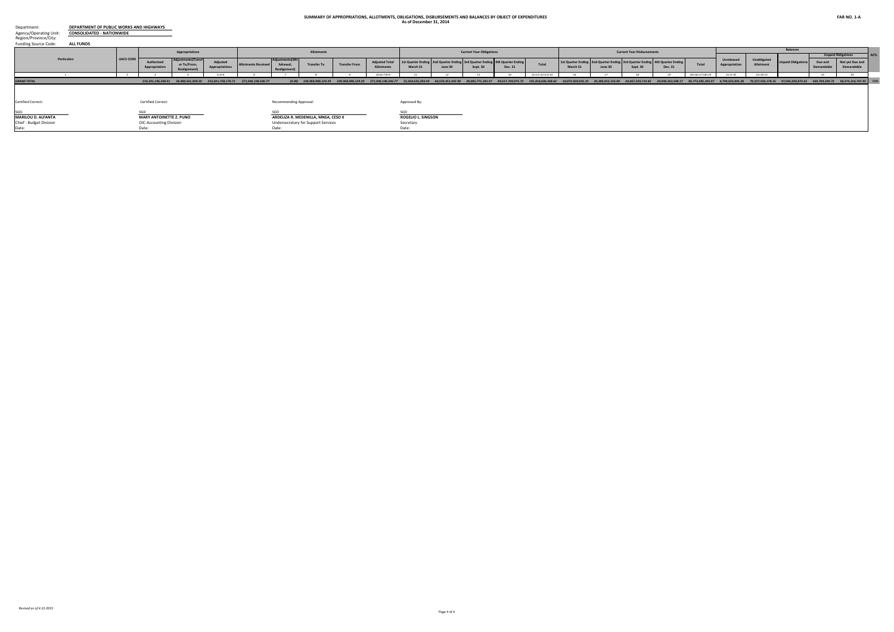# SUMMARY OF APPROPRIATIONS, ALLOTMENTS, OBLIGATIONS, DISBURSEMENTS AND BALANCES BY OBJECT OF EXPENDITURES
## As of December 31, 2014

FAR NO. 1-A

Department: **DEPARTMENT OF PUBLIC WORKS AND HIGHWAYS**
Agency/Operating Unit: **CONSOLIDATED - NATIONWIDE**
Region/Province/City:
Funding Source Code: **ALL FUNDS**

| Particulars | UACS CODE | Appropriations | | | Allotments | | | | | Current Year Obligations | | | | | Current Year Disbursements | | | | | Balances | | | | | A/C% |
|---|---|---|---|---|---|---|---|---|---|---|---|---|---|---|---|---|---|---|---|---|---|---|---|---|---|
| | | | | | | | | | | | | | | | | | | | | | | | Unpaid Obligations | | |
| | | Authorized Appropriation | Adjustments(Transfer To/From, Realignment) | Adjusted Appropriations | Allotments Received | Adjustments(Withdrawal, Realignment) | Transfer To | Transfer From | Adjusted Total Allotments | 1st Quarter Ending March 31 | 2nd Quarter Ending June 30 | 3rd Quarter Ending Sept. 30 | 4th Quarter Ending Dec. 31 | Total | 1st Quarter Ending March 31 | 2nd Quarter Ending June 30 | 3rd Quarter Ending Sept. 30 | 4th Quarter Ending Dec. 31 | Total | Unreleased Appropriation | Unobligated Allotment | Unpaid Obligations | Due and Demandable | Not yet Due and Demandable | |
| 1 | 2 | 3 | 4 | 5=3+4 | 6 | 7 | 8 | 9 | 10=6+7-8+9 | 11 | 12 | 13 | 14 | 15=11+12+13+14 | 16 | 17 | 18 | 19 | 20=16+17+18+19 | 21=5-10 | 22=10-15 | | 23 | 24 | |
| GRAND TOTAL | | 219,341,196,348.41 | 34,480,561,828.30 | 253,821,758,176.71 | 271,046,198,546.77 | (0.00) | 109,969,980,329.39 | 109,969,980,329.39 | 271,046,198,546.77 | 53,564,632,204.44 | 60,558,451,942.98 | 28,085,771,345.47 | 49,617,749,875.73 | 191,818,606,368.62 | 10,072,039,016.18 | 20,386,053,156.90 | 24,467,229,714.82 | 39,848,263,508.17 | 94,773,585,395.97 | 4,799,635,045.30 | 79,227,592,178.16 | 97,045,020,972.65 | 569,704,204.72 | 96,475,316,767.93 | 71% |

Certified Correct:

SGD.
**MARILOU D. ALFANTA**
Chief - Budget Division
Date:

Certified Correct:

SGD
**MARY ANTOINETTE Z. PUNO**
OIC-Accounting Division
Date:

Recommending Approval:

SGD
**ARDELIZA R. MEDENILLA, MNSA, CESO II**
Undersecretary for Support Services
Date:

Approved By:

SGD
**ROGELIO L. SINGSON**
Secretary
Date:

*Revised as of 4.22.2015*